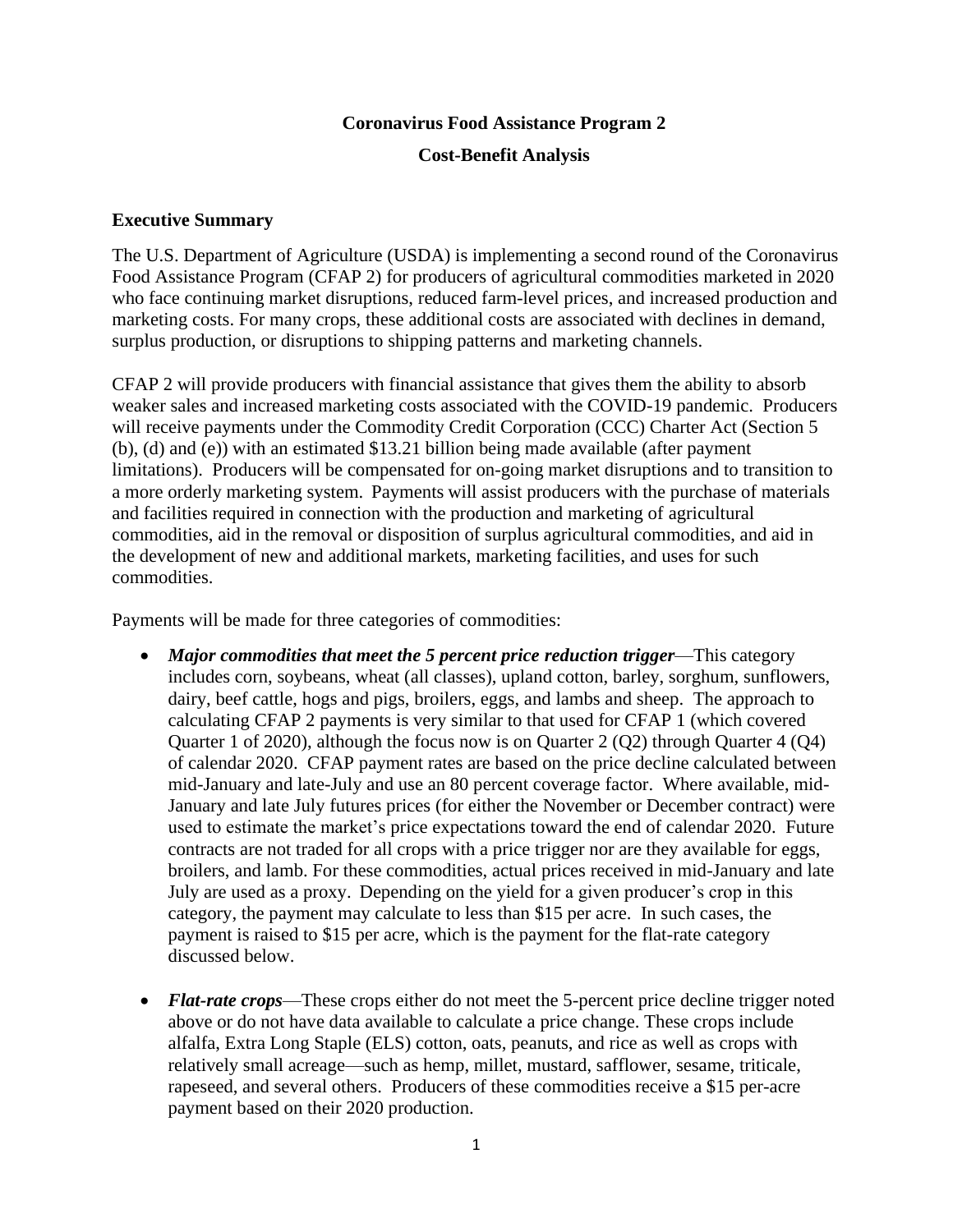**Coronavirus Food Assistance Program 2**

**Cost-Benefit Analysis**

## Executive Summary

The U.S. Department of Agriculture (USDA) is implementing a second round of the Coronavirus Food Assistance Program (CFAP 2) for producers of agricultural commodities marketed in 2020 who face continuing market disruptions, reduced farm-level prices, and increased production and marketing costs. For many crops, these additional costs are associated with declines in demand, surplus production, or disruptions to shipping patterns and marketing channels.

CFAP 2 will provide producers with financial assistance that gives them the ability to absorb weaker sales and increased marketing costs associated with the COVID-19 pandemic. Producers will receive payments under the Commodity Credit Corporation (CCC) Charter Act (Section 5 (b), (d) and (e)) with an estimated $13.21 billion being made available (after payment limitations). Producers will be compensated for on-going market disruptions and to transition to a more orderly marketing system. Payments will assist producers with the purchase of materials and facilities required in connection with the production and marketing of agricultural commodities, aid in the removal or disposition of surplus agricultural commodities, and aid in the development of new and additional markets, marketing facilities, and uses for such commodities.

Payments will be made for three categories of commodities:

- ***Major commodities that meet the 5 percent price reduction trigger***—This category includes corn, soybeans, wheat (all classes), upland cotton, barley, sorghum, sunflowers, dairy, beef cattle, hogs and pigs, broilers, eggs, and lambs and sheep. The approach to calculating CFAP 2 payments is very similar to that used for CFAP 1 (which covered Quarter 1 of 2020), although the focus now is on Quarter 2 (Q2) through Quarter 4 (Q4) of calendar 2020. CFAP payment rates are based on the price decline calculated between mid-January and late-July and use an 80 percent coverage factor. Where available, mid-January and late July futures prices (for either the November or December contract) were used to estimate the market's price expectations toward the end of calendar 2020. Future contracts are not traded for all crops with a price trigger nor are they available for eggs, broilers, and lamb. For these commodities, actual prices received in mid-January and late July are used as a proxy. Depending on the yield for a given producer's crop in this category, the payment may calculate to less than $15 per acre. In such cases, the payment is raised to $15 per acre, which is the payment for the flat-rate category discussed below.

- ***Flat-rate crops***—These crops either do not meet the 5-percent price decline trigger noted above or do not have data available to calculate a price change. These crops include alfalfa, Extra Long Staple (ELS) cotton, oats, peanuts, and rice as well as crops with relatively small acreage—such as hemp, millet, mustard, safflower, sesame, triticale, rapeseed, and several others. Producers of these commodities receive a $15 per-acre payment based on their 2020 production.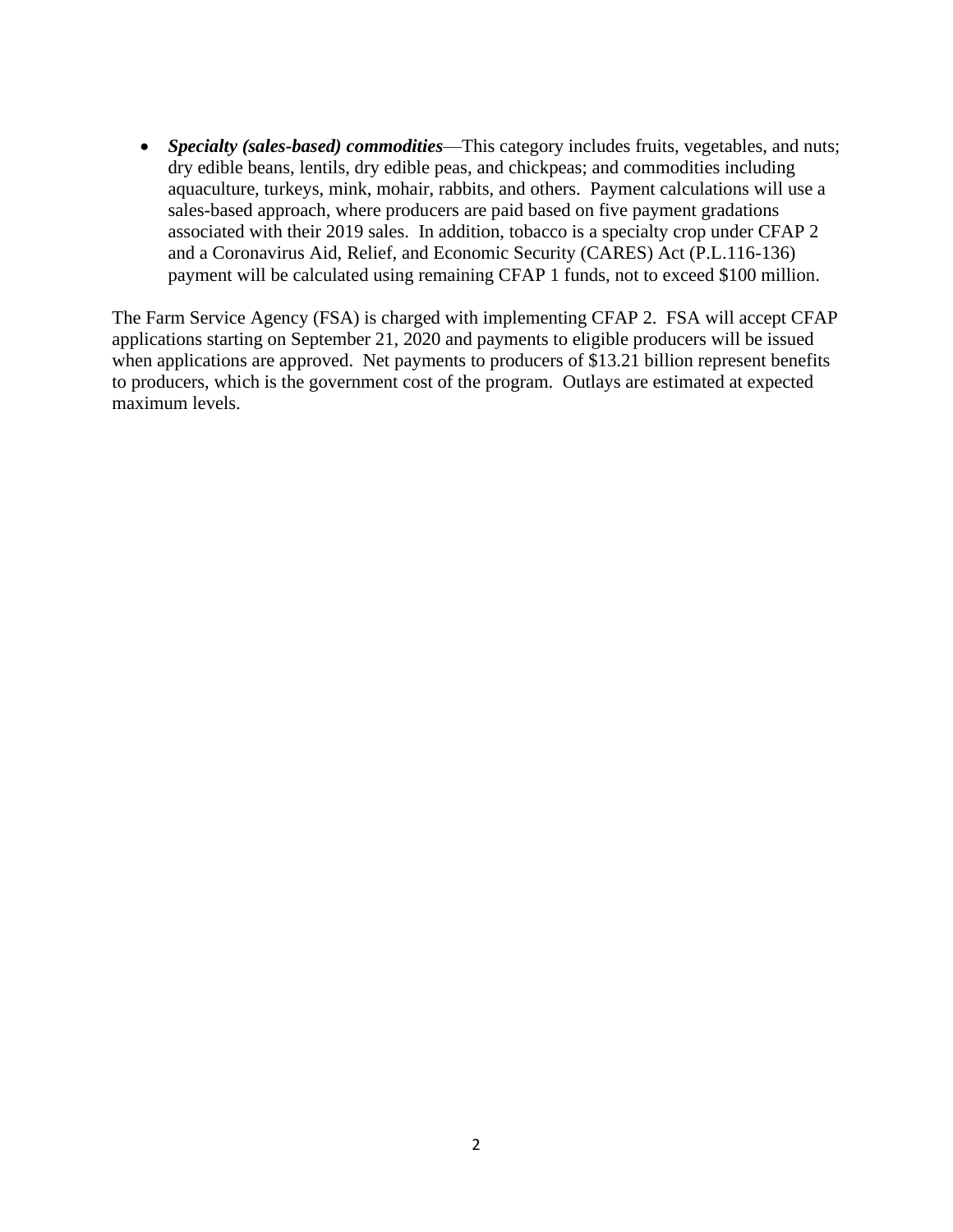- ***Specialty (sales-based) commodities***—This category includes fruits, vegetables, and nuts; dry edible beans, lentils, dry edible peas, and chickpeas; and commodities including aquaculture, turkeys, mink, mohair, rabbits, and others. Payment calculations will use a sales-based approach, where producers are paid based on five payment gradations associated with their 2019 sales. In addition, tobacco is a specialty crop under CFAP 2 and a Coronavirus Aid, Relief, and Economic Security (CARES) Act (P.L.116-136) payment will be calculated using remaining CFAP 1 funds, not to exceed $100 million.

The Farm Service Agency (FSA) is charged with implementing CFAP 2. FSA will accept CFAP applications starting on September 21, 2020 and payments to eligible producers will be issued when applications are approved. Net payments to producers of $13.21 billion represent benefits to producers, which is the government cost of the program. Outlays are estimated at expected maximum levels.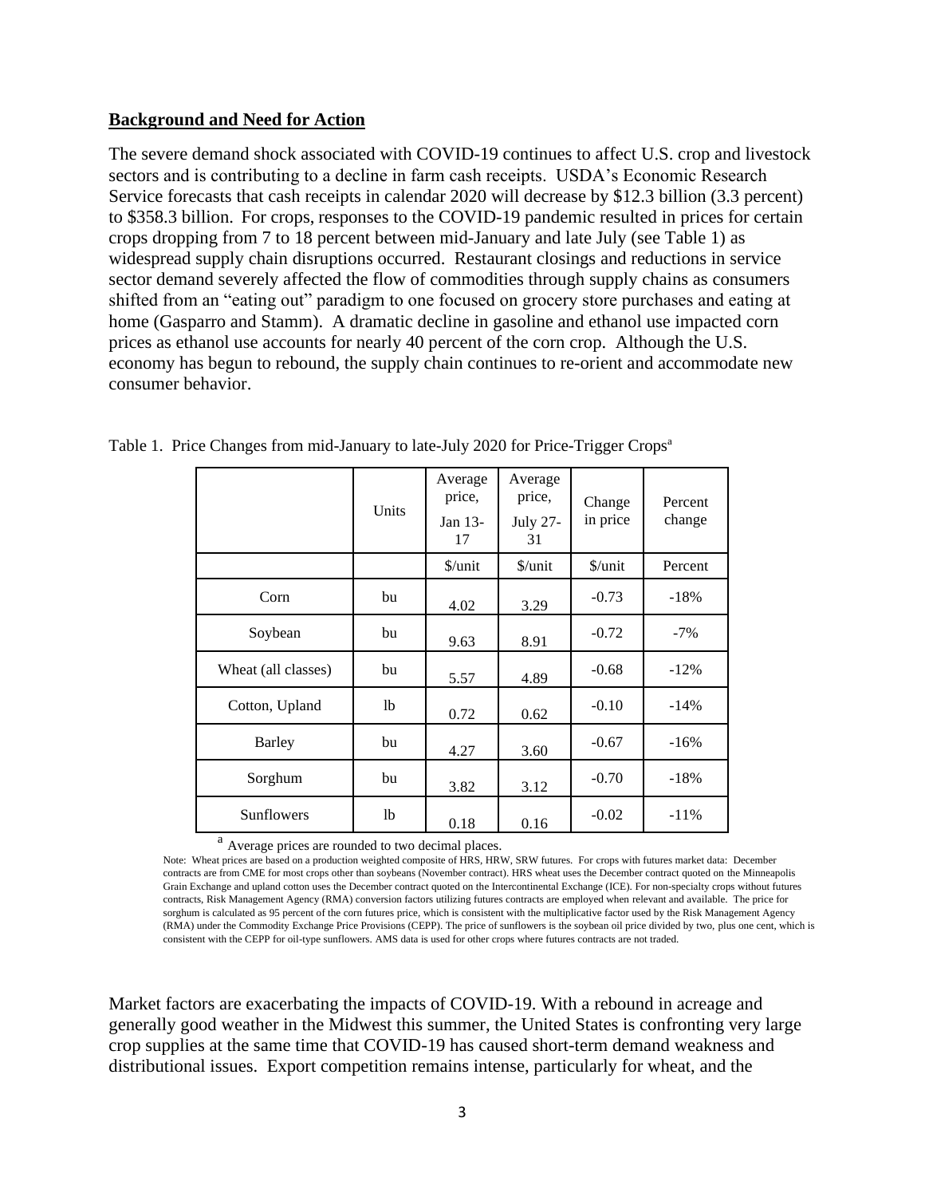**Background and Need for Action**

The severe demand shock associated with COVID-19 continues to affect U.S. crop and livestock sectors and is contributing to a decline in farm cash receipts. USDA's Economic Research Service forecasts that cash receipts in calendar 2020 will decrease by $12.3 billion (3.3 percent) to $358.3 billion. For crops, responses to the COVID-19 pandemic resulted in prices for certain crops dropping from 7 to 18 percent between mid-January and late July (see Table 1) as widespread supply chain disruptions occurred. Restaurant closings and reductions in service sector demand severely affected the flow of commodities through supply chains as consumers shifted from an "eating out" paradigm to one focused on grocery store purchases and eating at home (Gasparro and Stamm). A dramatic decline in gasoline and ethanol use impacted corn prices as ethanol use accounts for nearly 40 percent of the corn crop. Although the U.S. economy has begun to rebound, the supply chain continues to re-orient and accommodate new consumer behavior.

Table 1. Price Changes from mid-January to late-July 2020 for Price-Trigger Crops[a]

| | Units | Average price, Jan 13-17 | Average price, July 27-31 | Change in price | Percent change |
|---|---|---|---|---|---|
| | | $/unit | $/unit | $/unit | Percent |
| Corn | bu | 4.02 | 3.29 | -0.73 | -18% |
| Soybean | bu | 9.63 | 8.91 | -0.72 | -7% |
| Wheat (all classes) | bu | 5.57 | 4.89 | -0.68 | -12% |
| Cotton, Upland | lb | 0.72 | 0.62 | -0.10 | -14% |
| Barley | bu | 4.27 | 3.60 | -0.67 | -16% |
| Sorghum | bu | 3.82 | 3.12 | -0.70 | -18% |
| Sunflowers | lb | 0.18 | 0.16 | -0.02 | -11% |

[a] Average prices are rounded to two decimal places.

Note: Wheat prices are based on a production weighted composite of HRS, HRW, SRW futures. For crops with futures market data: December contracts are from CME for most crops other than soybeans (November contract). HRS wheat uses the December contract quoted on the Minneapolis Grain Exchange and upland cotton uses the December contract quoted on the Intercontinental Exchange (ICE). For non-specialty crops without futures contracts, Risk Management Agency (RMA) conversion factors utilizing futures contracts are employed when relevant and available. The price for sorghum is calculated as 95 percent of the corn futures price, which is consistent with the multiplicative factor used by the Risk Management Agency (RMA) under the Commodity Exchange Price Provisions (CEPP). The price of sunflowers is the soybean oil price divided by two, plus one cent, which is consistent with the CEPP for oil-type sunflowers. AMS data is used for other crops where futures contracts are not traded.

Market factors are exacerbating the impacts of COVID-19. With a rebound in acreage and generally good weather in the Midwest this summer, the United States is confronting very large crop supplies at the same time that COVID-19 has caused short-term demand weakness and distributional issues. Export competition remains intense, particularly for wheat, and the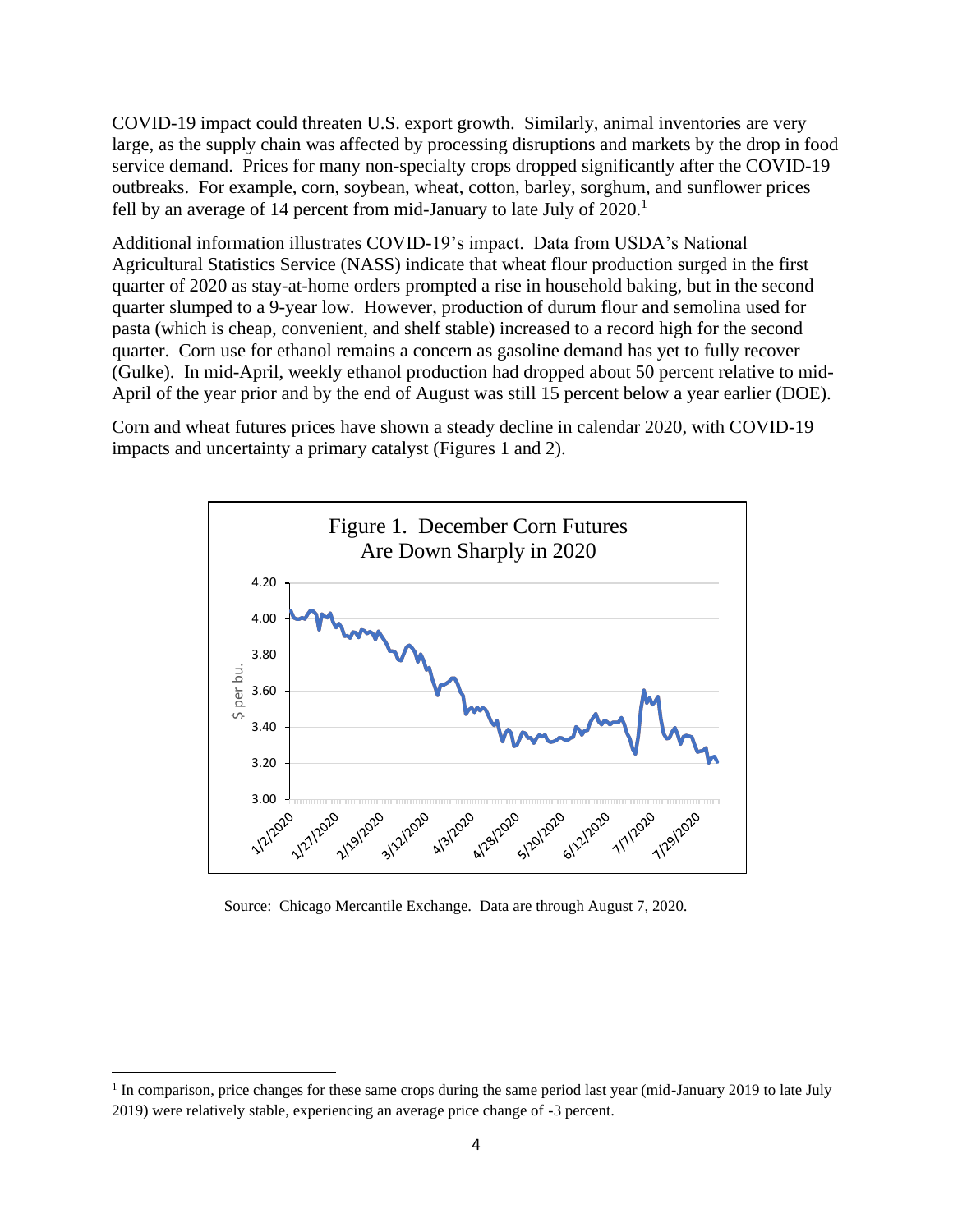COVID-19 impact could threaten U.S. export growth. Similarly, animal inventories are very large, as the supply chain was affected by processing disruptions and markets by the drop in food service demand. Prices for many non-specialty crops dropped significantly after the COVID-19 outbreaks. For example, corn, soybean, wheat, cotton, barley, sorghum, and sunflower prices fell by an average of 14 percent from mid-January to late July of 2020.[1]

Additional information illustrates COVID-19's impact. Data from USDA's National Agricultural Statistics Service (NASS) indicate that wheat flour production surged in the first quarter of 2020 as stay-at-home orders prompted a rise in household baking, but in the second quarter slumped to a 9-year low. However, production of durum flour and semolina used for pasta (which is cheap, convenient, and shelf stable) increased to a record high for the second quarter. Corn use for ethanol remains a concern as gasoline demand has yet to fully recover (Gulke). In mid-April, weekly ethanol production had dropped about 50 percent relative to mid-April of the year prior and by the end of August was still 15 percent below a year earlier (DOE).

Corn and wheat futures prices have shown a steady decline in calendar 2020, with COVID-19 impacts and uncertainty a primary catalyst (Figures 1 and 2).

Figure 1. December Corn Futures Are Down Sharply in 2020

Source: Chicago Mercantile Exchange. Data are through August 7, 2020.

[1] In comparison, price changes for these same crops during the same period last year (mid-January 2019 to late July 2019) were relatively stable, experiencing an average price change of -3 percent.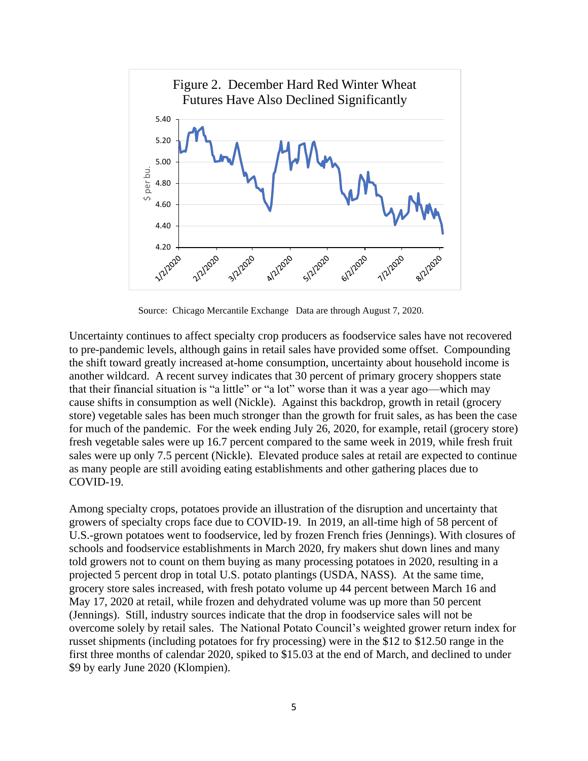Figure 2. December Hard Red Winter Wheat Futures Have Also Declined Significantly

Source: Chicago Mercantile Exchange Data are through August 7, 2020.

Uncertainty continues to affect specialty crop producers as foodservice sales have not recovered to pre-pandemic levels, although gains in retail sales have provided some offset. Compounding the shift toward greatly increased at-home consumption, uncertainty about household income is another wildcard. A recent survey indicates that 30 percent of primary grocery shoppers state that their financial situation is "a little" or "a lot" worse than it was a year ago—which may cause shifts in consumption as well (Nickle). Against this backdrop, growth in retail (grocery store) vegetable sales has been much stronger than the growth for fruit sales, as has been the case for much of the pandemic. For the week ending July 26, 2020, for example, retail (grocery store) fresh vegetable sales were up 16.7 percent compared to the same week in 2019, while fresh fruit sales were up only 7.5 percent (Nickle). Elevated produce sales at retail are expected to continue as many people are still avoiding eating establishments and other gathering places due to COVID-19.

Among specialty crops, potatoes provide an illustration of the disruption and uncertainty that growers of specialty crops face due to COVID-19. In 2019, an all-time high of 58 percent of U.S.-grown potatoes went to foodservice, led by frozen French fries (Jennings). With closures of schools and foodservice establishments in March 2020, fry makers shut down lines and many told growers not to count on them buying as many processing potatoes in 2020, resulting in a projected 5 percent drop in total U.S. potato plantings (USDA, NASS). At the same time, grocery store sales increased, with fresh potato volume up 44 percent between March 16 and May 17, 2020 at retail, while frozen and dehydrated volume was up more than 50 percent (Jennings). Still, industry sources indicate that the drop in foodservice sales will not be overcome solely by retail sales. The National Potato Council's weighted grower return index for russet shipments (including potatoes for fry processing) were in the $12 to $12.50 range in the first three months of calendar 2020, spiked to $15.03 at the end of March, and declined to under $9 by early June 2020 (Klompien).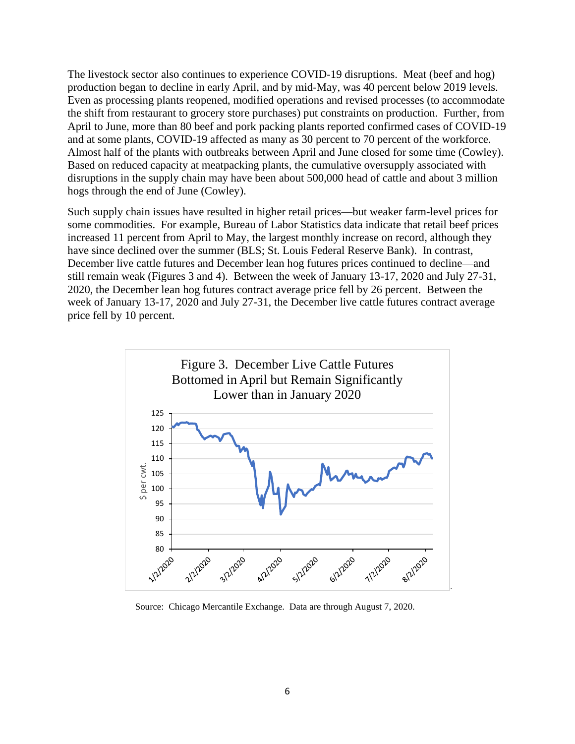The livestock sector also continues to experience COVID-19 disruptions. Meat (beef and hog) production began to decline in early April, and by mid-May, was 40 percent below 2019 levels. Even as processing plants reopened, modified operations and revised processes (to accommodate the shift from restaurant to grocery store purchases) put constraints on production. Further, from April to June, more than 80 beef and pork packing plants reported confirmed cases of COVID-19 and at some plants, COVID-19 affected as many as 30 percent to 70 percent of the workforce. Almost half of the plants with outbreaks between April and June closed for some time (Cowley). Based on reduced capacity at meatpacking plants, the cumulative oversupply associated with disruptions in the supply chain may have been about 500,000 head of cattle and about 3 million hogs through the end of June (Cowley).

Such supply chain issues have resulted in higher retail prices—but weaker farm-level prices for some commodities. For example, Bureau of Labor Statistics data indicate that retail beef prices increased 11 percent from April to May, the largest monthly increase on record, although they have since declined over the summer (BLS; St. Louis Federal Reserve Bank). In contrast, December live cattle futures and December lean hog futures prices continued to decline—and still remain weak (Figures 3 and 4). Between the week of January 13-17, 2020 and July 27-31, 2020, the December lean hog futures contract average price fell by 26 percent. Between the week of January 13-17, 2020 and July 27-31, the December live cattle futures contract average price fell by 10 percent.

Figure 3. December Live Cattle Futures Bottomed in April but Remain Significantly Lower than in January 2020

Source: Chicago Mercantile Exchange. Data are through August 7, 2020.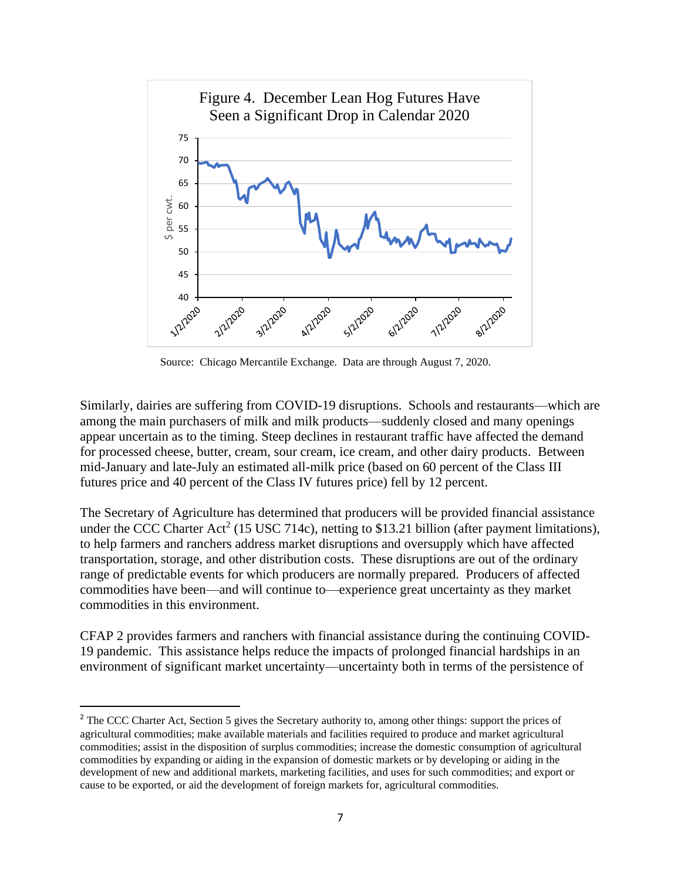Figure 4. December Lean Hog Futures Have Seen a Significant Drop in Calendar 2020

Source: Chicago Mercantile Exchange. Data are through August 7, 2020.

Similarly, dairies are suffering from COVID-19 disruptions. Schools and restaurants—which are among the main purchasers of milk and milk products—suddenly closed and many openings appear uncertain as to the timing. Steep declines in restaurant traffic have affected the demand for processed cheese, butter, cream, sour cream, ice cream, and other dairy products. Between mid-January and late-July an estimated all-milk price (based on 60 percent of the Class III futures price and 40 percent of the Class IV futures price) fell by 12 percent.

The Secretary of Agriculture has determined that producers will be provided financial assistance under the CCC Charter Act[2] (15 USC 714c), netting to $13.21 billion (after payment limitations), to help farmers and ranchers address market disruptions and oversupply which have affected transportation, storage, and other distribution costs. These disruptions are out of the ordinary range of predictable events for which producers are normally prepared. Producers of affected commodities have been—and will continue to—experience great uncertainty as they market commodities in this environment.

CFAP 2 provides farmers and ranchers with financial assistance during the continuing COVID-19 pandemic. This assistance helps reduce the impacts of prolonged financial hardships in an environment of significant market uncertainty—uncertainty both in terms of the persistence of

[2] The CCC Charter Act, Section 5 gives the Secretary authority to, among other things: support the prices of agricultural commodities; make available materials and facilities required to produce and market agricultural commodities; assist in the disposition of surplus commodities; increase the domestic consumption of agricultural commodities by expanding or aiding in the expansion of domestic markets or by developing or aiding in the development of new and additional markets, marketing facilities, and uses for such commodities; and export or cause to be exported, or aid the development of foreign markets for, agricultural commodities.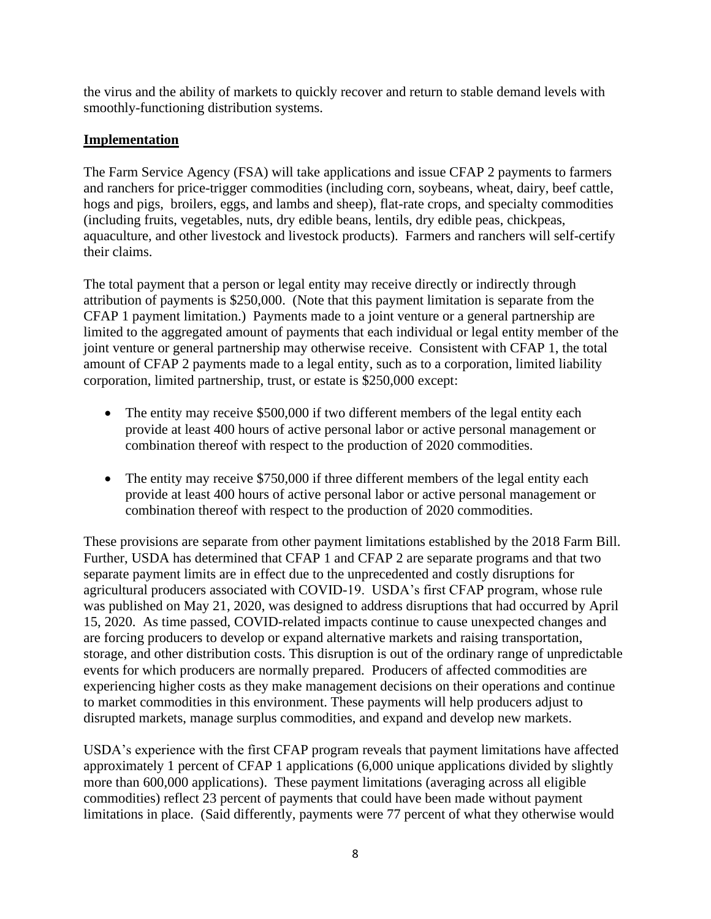the virus and the ability of markets to quickly recover and return to stable demand levels with smoothly-functioning distribution systems.

## Implementation

The Farm Service Agency (FSA) will take applications and issue CFAP 2 payments to farmers and ranchers for price-trigger commodities (including corn, soybeans, wheat, dairy, beef cattle, hogs and pigs, broilers, eggs, and lambs and sheep), flat-rate crops, and specialty commodities (including fruits, vegetables, nuts, dry edible beans, lentils, dry edible peas, chickpeas, aquaculture, and other livestock and livestock products). Farmers and ranchers will self-certify their claims.

The total payment that a person or legal entity may receive directly or indirectly through attribution of payments is $250,000. (Note that this payment limitation is separate from the CFAP 1 payment limitation.) Payments made to a joint venture or a general partnership are limited to the aggregated amount of payments that each individual or legal entity member of the joint venture or general partnership may otherwise receive. Consistent with CFAP 1, the total amount of CFAP 2 payments made to a legal entity, such as to a corporation, limited liability corporation, limited partnership, trust, or estate is $250,000 except:

- The entity may receive $500,000 if two different members of the legal entity each provide at least 400 hours of active personal labor or active personal management or combination thereof with respect to the production of 2020 commodities.
- The entity may receive $750,000 if three different members of the legal entity each provide at least 400 hours of active personal labor or active personal management or combination thereof with respect to the production of 2020 commodities.

These provisions are separate from other payment limitations established by the 2018 Farm Bill. Further, USDA has determined that CFAP 1 and CFAP 2 are separate programs and that two separate payment limits are in effect due to the unprecedented and costly disruptions for agricultural producers associated with COVID-19. USDA's first CFAP program, whose rule was published on May 21, 2020, was designed to address disruptions that had occurred by April 15, 2020. As time passed, COVID-related impacts continue to cause unexpected changes and are forcing producers to develop or expand alternative markets and raising transportation, storage, and other distribution costs. This disruption is out of the ordinary range of unpredictable events for which producers are normally prepared. Producers of affected commodities are experiencing higher costs as they make management decisions on their operations and continue to market commodities in this environment. These payments will help producers adjust to disrupted markets, manage surplus commodities, and expand and develop new markets.

USDA's experience with the first CFAP program reveals that payment limitations have affected approximately 1 percent of CFAP 1 applications (6,000 unique applications divided by slightly more than 600,000 applications). These payment limitations (averaging across all eligible commodities) reflect 23 percent of payments that could have been made without payment limitations in place. (Said differently, payments were 77 percent of what they otherwise would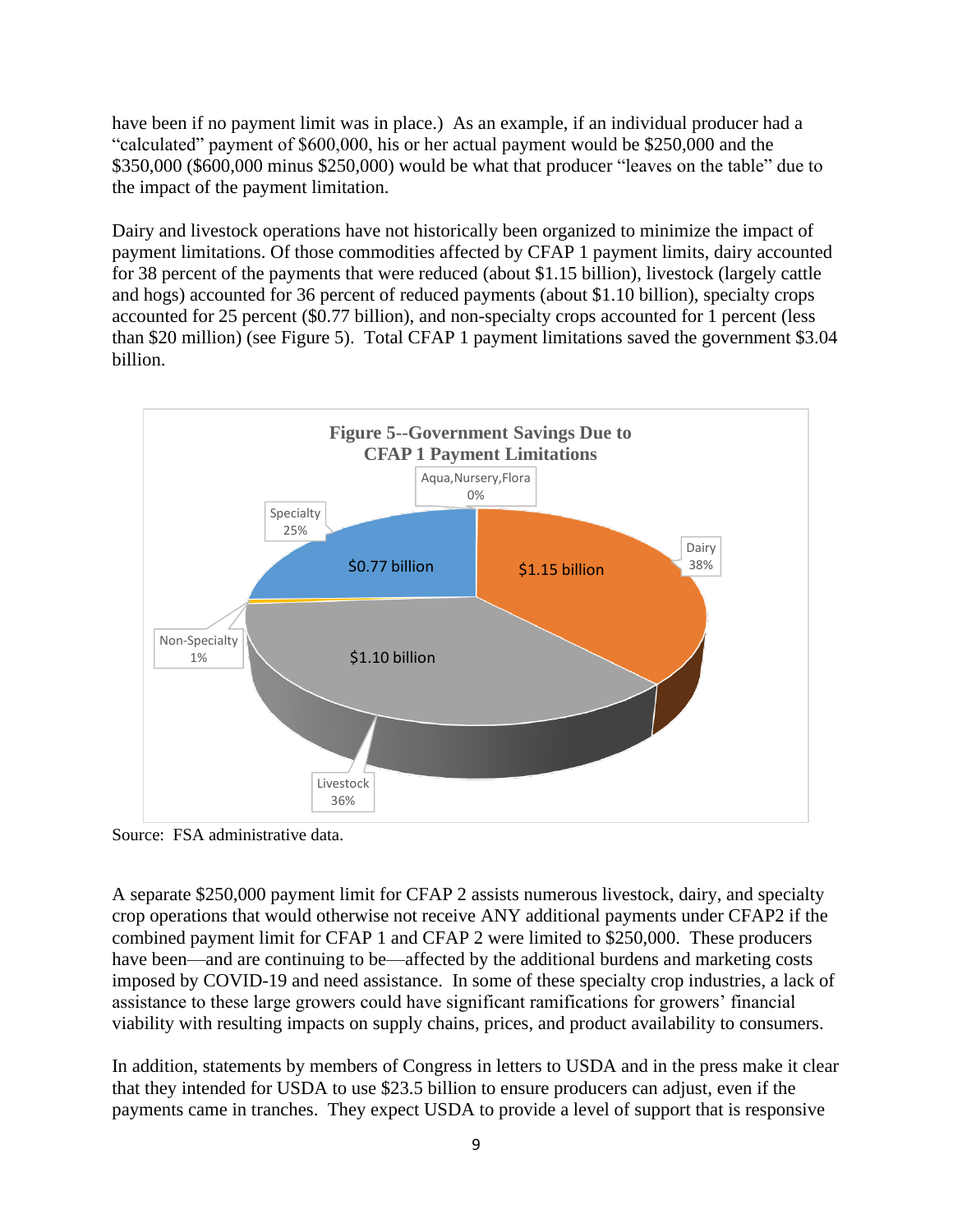have been if no payment limit was in place.) As an example, if an individual producer had a "calculated" payment of $600,000, his or her actual payment would be $250,000 and the $350,000 ($600,000 minus $250,000) would be what that producer "leaves on the table" due to the impact of the payment limitation.

Dairy and livestock operations have not historically been organized to minimize the impact of payment limitations. Of those commodities affected by CFAP 1 payment limits, dairy accounted for 38 percent of the payments that were reduced (about $1.15 billion), livestock (largely cattle and hogs) accounted for 36 percent of reduced payments (about $1.10 billion), specialty crops accounted for 25 percent ($0.77 billion), and non-specialty crops accounted for 1 percent (less than $20 million) (see Figure 5). Total CFAP 1 payment limitations saved the government $3.04 billion.

**Figure 5--Government Savings Due to CFAP 1 Payment Limitations**

| Category | Share | Amount |
|---|---|---|
| Dairy | 38% | $1.15 billion |
| Livestock | 36% | $1.10 billion |
| Specialty | 25% | $0.77 billion |
| Non-Specialty | 1% | |
| Aqua,Nursery,Flora | 0% | |

Source: FSA administrative data.

A separate $250,000 payment limit for CFAP 2 assists numerous livestock, dairy, and specialty crop operations that would otherwise not receive ANY additional payments under CFAP2 if the combined payment limit for CFAP 1 and CFAP 2 were limited to $250,000. These producers have been—and are continuing to be—affected by the additional burdens and marketing costs imposed by COVID-19 and need assistance. In some of these specialty crop industries, a lack of assistance to these large growers could have significant ramifications for growers' financial viability with resulting impacts on supply chains, prices, and product availability to consumers.

In addition, statements by members of Congress in letters to USDA and in the press make it clear that they intended for USDA to use $23.5 billion to ensure producers can adjust, even if the payments came in tranches. They expect USDA to provide a level of support that is responsive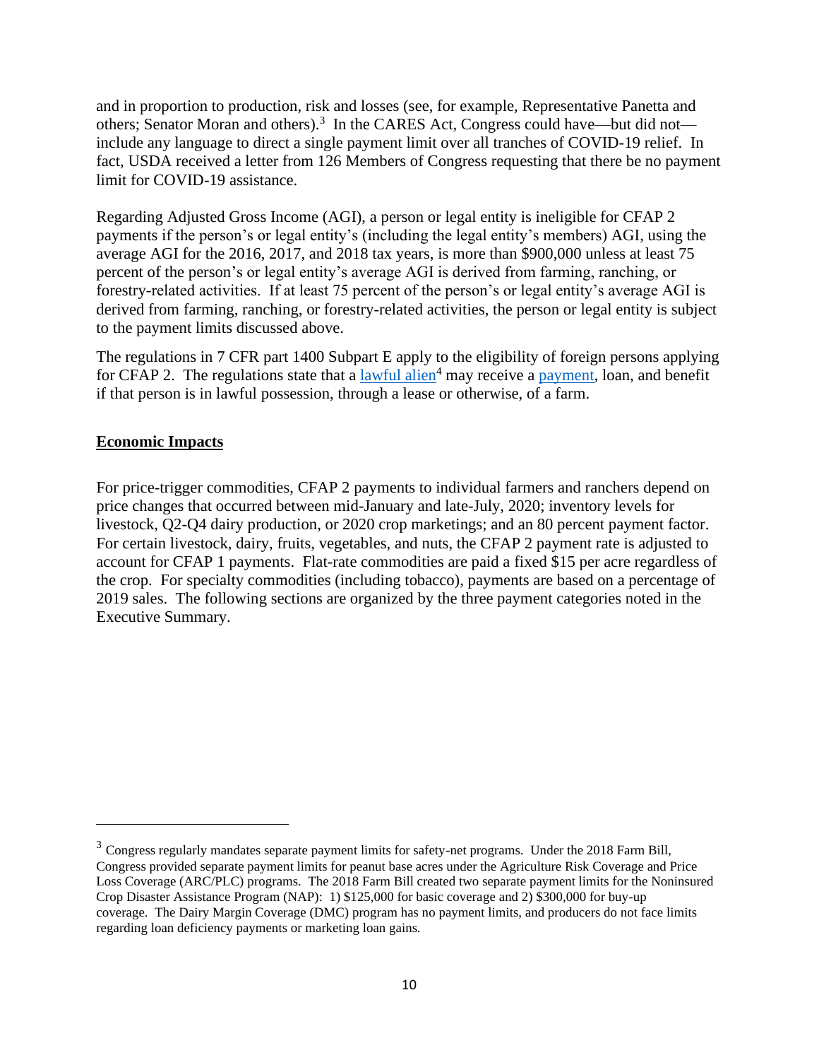and in proportion to production, risk and losses (see, for example, Representative Panetta and others; Senator Moran and others).[3] In the CARES Act, Congress could have—but did not—include any language to direct a single payment limit over all tranches of COVID-19 relief. In fact, USDA received a letter from 126 Members of Congress requesting that there be no payment limit for COVID-19 assistance.

Regarding Adjusted Gross Income (AGI), a person or legal entity is ineligible for CFAP 2 payments if the person's or legal entity's (including the legal entity's members) AGI, using the average AGI for the 2016, 2017, and 2018 tax years, is more than $900,000 unless at least 75 percent of the person's or legal entity's average AGI is derived from farming, ranching, or forestry-related activities. If at least 75 percent of the person's or legal entity's average AGI is derived from farming, ranching, or forestry-related activities, the person or legal entity is subject to the payment limits discussed above.

The regulations in 7 CFR part 1400 Subpart E apply to the eligibility of foreign persons applying for CFAP 2. The regulations state that a lawful alien[4] may receive a payment, loan, and benefit if that person is in lawful possession, through a lease or otherwise, of a farm.

## Economic Impacts

For price-trigger commodities, CFAP 2 payments to individual farmers and ranchers depend on price changes that occurred between mid-January and late-July, 2020; inventory levels for livestock, Q2-Q4 dairy production, or 2020 crop marketings; and an 80 percent payment factor. For certain livestock, dairy, fruits, vegetables, and nuts, the CFAP 2 payment rate is adjusted to account for CFAP 1 payments. Flat-rate commodities are paid a fixed $15 per acre regardless of the crop. For specialty commodities (including tobacco), payments are based on a percentage of 2019 sales. The following sections are organized by the three payment categories noted in the Executive Summary.

---

[3] Congress regularly mandates separate payment limits for safety-net programs. Under the 2018 Farm Bill, Congress provided separate payment limits for peanut base acres under the Agriculture Risk Coverage and Price Loss Coverage (ARC/PLC) programs. The 2018 Farm Bill created two separate payment limits for the Noninsured Crop Disaster Assistance Program (NAP): 1) $125,000 for basic coverage and 2) $300,000 for buy-up coverage. The Dairy Margin Coverage (DMC) program has no payment limits, and producers do not face limits regarding loan deficiency payments or marketing loan gains.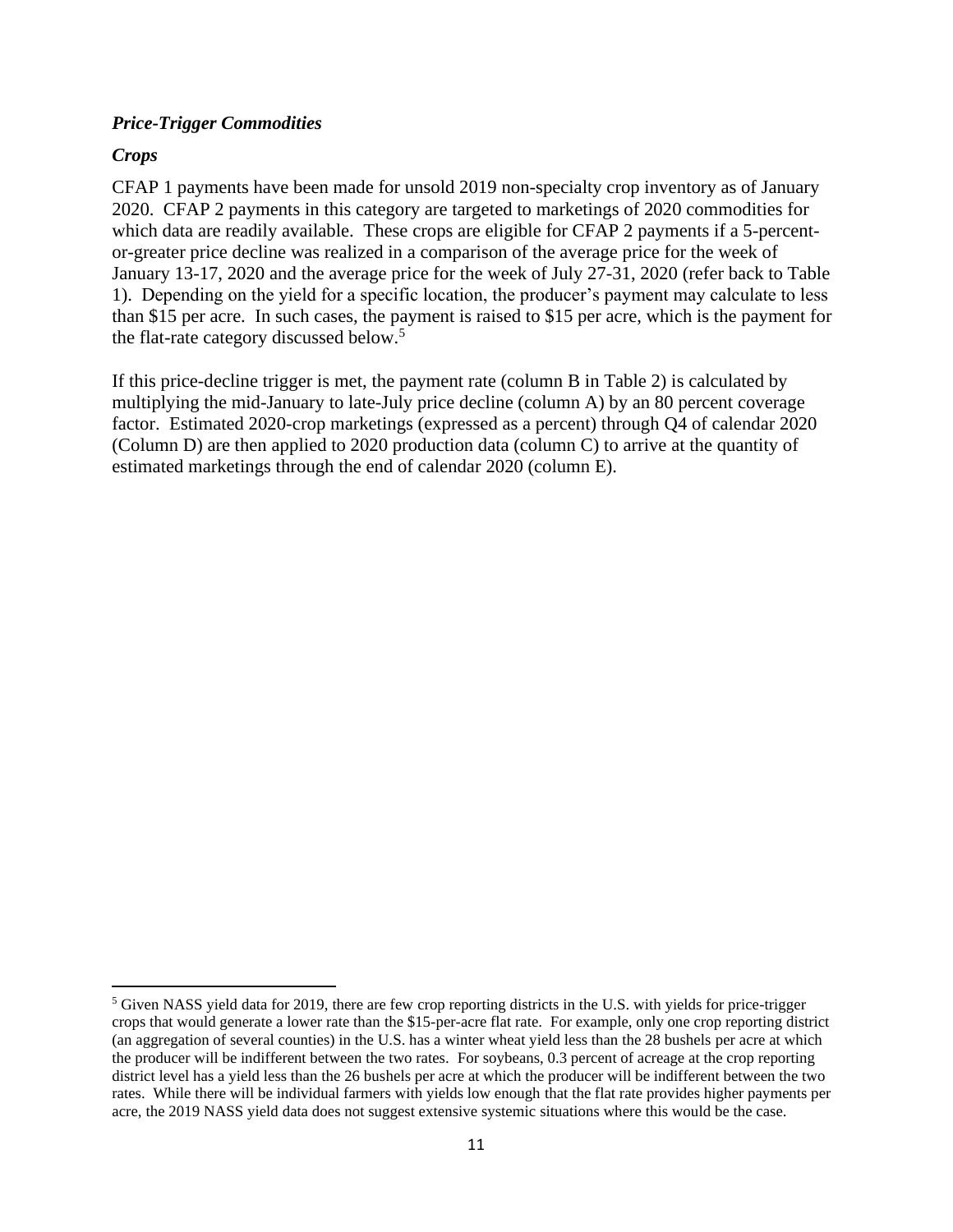***Price-Trigger Commodities***

***Crops***

CFAP 1 payments have been made for unsold 2019 non-specialty crop inventory as of January 2020. CFAP 2 payments in this category are targeted to marketings of 2020 commodities for which data are readily available. These crops are eligible for CFAP 2 payments if a 5-percent-or-greater price decline was realized in a comparison of the average price for the week of January 13-17, 2020 and the average price for the week of July 27-31, 2020 (refer back to Table 1). Depending on the yield for a specific location, the producer's payment may calculate to less than $15 per acre. In such cases, the payment is raised to $15 per acre, which is the payment for the flat-rate category discussed below.[5]

If this price-decline trigger is met, the payment rate (column B in Table 2) is calculated by multiplying the mid-January to late-July price decline (column A) by an 80 percent coverage factor. Estimated 2020-crop marketings (expressed as a percent) through Q4 of calendar 2020 (Column D) are then applied to 2020 production data (column C) to arrive at the quantity of estimated marketings through the end of calendar 2020 (column E).

---

[5] Given NASS yield data for 2019, there are few crop reporting districts in the U.S. with yields for price-trigger crops that would generate a lower rate than the $15-per-acre flat rate. For example, only one crop reporting district (an aggregation of several counties) in the U.S. has a winter wheat yield less than the 28 bushels per acre at which the producer will be indifferent between the two rates. For soybeans, 0.3 percent of acreage at the crop reporting district level has a yield less than the 26 bushels per acre at which the producer will be indifferent between the two rates. While there will be individual farmers with yields low enough that the flat rate provides higher payments per acre, the 2019 NASS yield data does not suggest extensive systemic situations where this would be the case.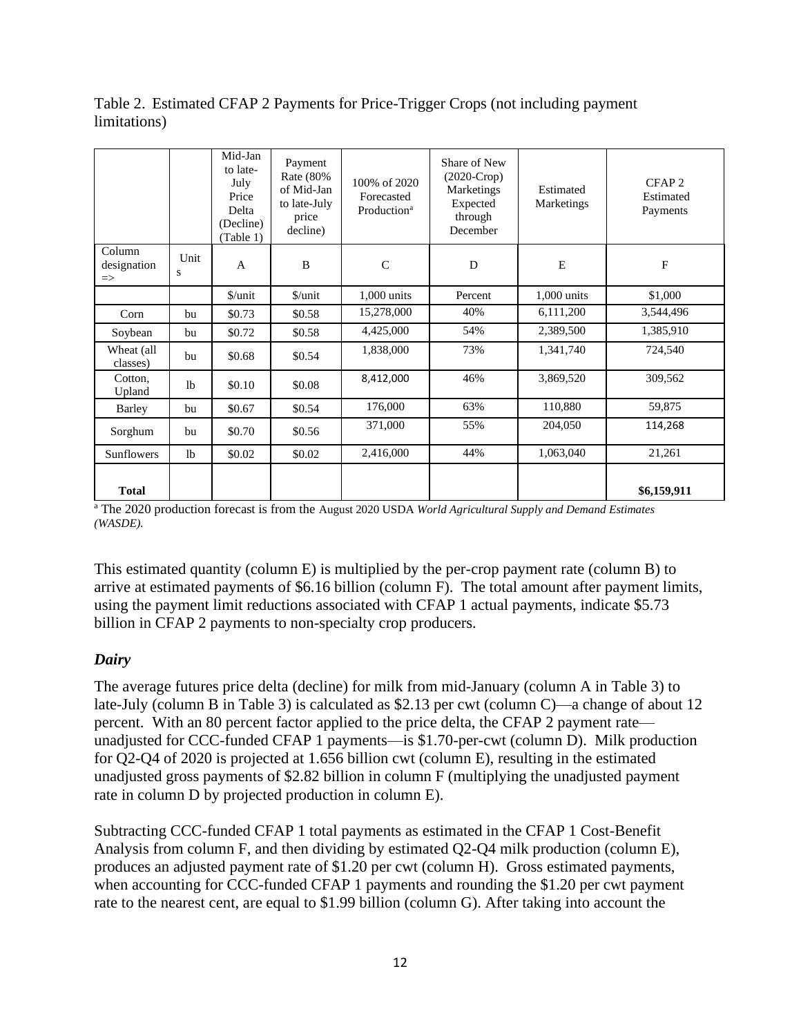Table 2. Estimated CFAP 2 Payments for Price-Trigger Crops (not including payment limitations)

| | | Mid-Jan to late-July Price Delta (Decline) (Table 1) | Payment Rate (80% of Mid-Jan to late-July price decline) | 100% of 2020 Forecasted Production[a] | Share of New (2020-Crop) Marketings Expected through December | Estimated Marketings | CFAP 2 Estimated Payments |
|---|---|---|---|---|---|---|---|
| Column designation => | Units | A | B | C | D | E | F |
| | | $/unit | $/unit | 1,000 units | Percent | 1,000 units | $1,000 |
| Corn | bu | $0.73 | $0.58 | 15,278,000 | 40% | 6,111,200 | 3,544,496 |
| Soybean | bu | $0.72 | $0.58 | 4,425,000 | 54% | 2,389,500 | 1,385,910 |
| Wheat (all classes) | bu | $0.68 | $0.54 | 1,838,000 | 73% | 1,341,740 | 724,540 |
| Cotton, Upland | lb | $0.10 | $0.08 | 8,412,000 | 46% | 3,869,520 | 309,562 |
| Barley | bu | $0.67 | $0.54 | 176,000 | 63% | 110,880 | 59,875 |
| Sorghum | bu | $0.70 | $0.56 | 371,000 | 55% | 204,050 | 114,268 |
| Sunflowers | lb | $0.02 | $0.02 | 2,416,000 | 44% | 1,063,040 | 21,261 |
| **Total** | | | | | | | **$6,159,911** |

[a] The 2020 production forecast is from the August 2020 USDA *World Agricultural Supply and Demand Estimates (WASDE).*

This estimated quantity (column E) is multiplied by the per-crop payment rate (column B) to arrive at estimated payments of $6.16 billion (column F). The total amount after payment limits, using the payment limit reductions associated with CFAP 1 actual payments, indicate $5.73 billion in CFAP 2 payments to non-specialty crop producers.

### *Dairy*

The average futures price delta (decline) for milk from mid-January (column A in Table 3) to late-July (column B in Table 3) is calculated as $2.13 per cwt (column C)—a change of about 12 percent. With an 80 percent factor applied to the price delta, the CFAP 2 payment rate—unadjusted for CCC-funded CFAP 1 payments—is $1.70-per-cwt (column D). Milk production for Q2-Q4 of 2020 is projected at 1.656 billion cwt (column E), resulting in the estimated unadjusted gross payments of $2.82 billion in column F (multiplying the unadjusted payment rate in column D by projected production in column E).

Subtracting CCC-funded CFAP 1 total payments as estimated in the CFAP 1 Cost-Benefit Analysis from column F, and then dividing by estimated Q2-Q4 milk production (column E), produces an adjusted payment rate of $1.20 per cwt (column H). Gross estimated payments, when accounting for CCC-funded CFAP 1 payments and rounding the $1.20 per cwt payment rate to the nearest cent, are equal to $1.99 billion (column G). After taking into account the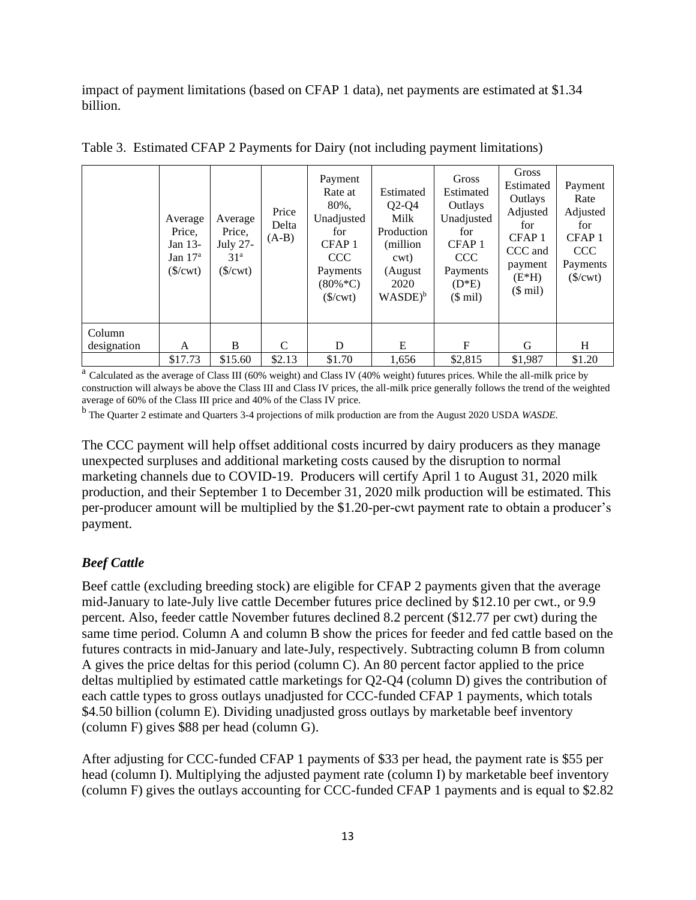impact of payment limitations (based on CFAP 1 data), net payments are estimated at $1.34 billion.

Table 3. Estimated CFAP 2 Payments for Dairy (not including payment limitations)

| | Average Price, Jan 13-Jan 17[a] ($/cwt) | Average Price, July 27-31[a] ($/cwt) | Price Delta (A-B) | Payment Rate at 80%, Unadjusted for CFAP 1 CCC Payments (80%*C) ($/cwt) | Estimated Q2-Q4 Milk Production (million cwt) (August 2020 WASDE)[b] | Gross Estimated Outlays Unadjusted for CFAP 1 CCC Payments (D*E) ($ mil) | Gross Estimated Outlays Adjusted for CFAP 1 CCC and payment (E*H) ($ mil) | Payment Rate Adjusted for CFAP 1 CCC Payments ($/cwt) |
|---|---|---|---|---|---|---|---|---|
| Column designation | A | B | C | D | E | F | G | H |
| | $17.73 | $15.60 | $2.13 | $1.70 | 1,656 | $2,815 | $1,987 | $1.20 |

[a] Calculated as the average of Class III (60% weight) and Class IV (40% weight) futures prices. While the all-milk price by construction will always be above the Class III and Class IV prices, the all-milk price generally follows the trend of the weighted average of 60% of the Class III price and 40% of the Class IV price.

[b] The Quarter 2 estimate and Quarters 3-4 projections of milk production are from the August 2020 USDA *WASDE*.

The CCC payment will help offset additional costs incurred by dairy producers as they manage unexpected surpluses and additional marketing costs caused by the disruption to normal marketing channels due to COVID-19. Producers will certify April 1 to August 31, 2020 milk production, and their September 1 to December 31, 2020 milk production will be estimated. This per-producer amount will be multiplied by the $1.20-per-cwt payment rate to obtain a producer's payment.

### *Beef Cattle*

Beef cattle (excluding breeding stock) are eligible for CFAP 2 payments given that the average mid-January to late-July live cattle December futures price declined by $12.10 per cwt., or 9.9 percent. Also, feeder cattle November futures declined 8.2 percent ($12.77 per cwt) during the same time period. Column A and column B show the prices for feeder and fed cattle based on the futures contracts in mid-January and late-July, respectively. Subtracting column B from column A gives the price deltas for this period (column C). An 80 percent factor applied to the price deltas multiplied by estimated cattle marketings for Q2-Q4 (column D) gives the contribution of each cattle types to gross outlays unadjusted for CCC-funded CFAP 1 payments, which totals $4.50 billion (column E). Dividing unadjusted gross outlays by marketable beef inventory (column F) gives $88 per head (column G).

After adjusting for CCC-funded CFAP 1 payments of $33 per head, the payment rate is $55 per head (column I). Multiplying the adjusted payment rate (column I) by marketable beef inventory (column F) gives the outlays accounting for CCC-funded CFAP 1 payments and is equal to $2.82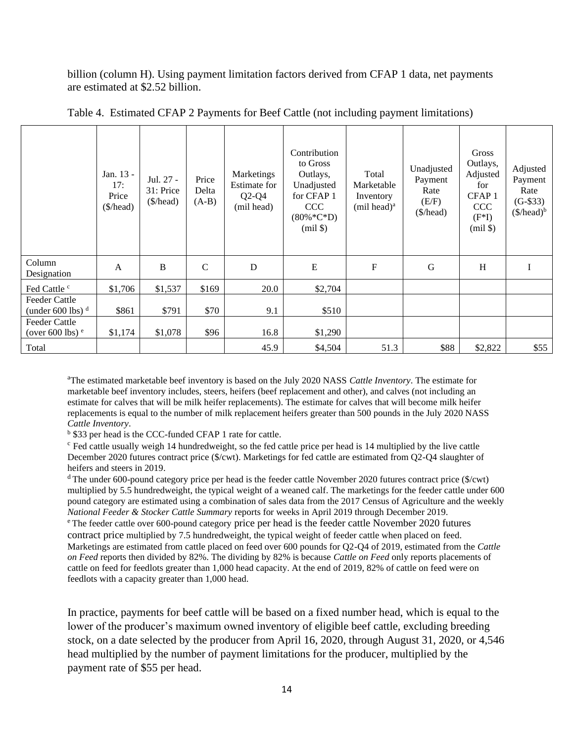billion (column H). Using payment limitation factors derived from CFAP 1 data, net payments are estimated at $2.52 billion.

Table 4. Estimated CFAP 2 Payments for Beef Cattle (not including payment limitations)

| | Jan. 13 - 17: Price ($/head) | Jul. 27 - 31: Price ($/head) | Price Delta (A-B) | Marketings Estimate for Q2-Q4 (mil head) | Contribution to Gross Outlays, Unadjusted for CFAP 1 CCC (80%*C*D) (mil $) | Total Marketable Inventory (mil head)[a] | Unadjusted Payment Rate (E/F) ($/head) | Gross Outlays, Adjusted for CFAP 1 CCC (F*I) (mil $) | Adjusted Payment Rate (G-$33) ($/head)[b] |
|---|---|---|---|---|---|---|---|---|---|
| Column Designation | A | B | C | D | E | F | G | H | I |
| Fed Cattle [c] | $1,706 | $1,537 | $169 | 20.0 | $2,704 | | | | |
| Feeder Cattle (under 600 lbs) [d] | $861 | $791 | $70 | 9.1 | $510 | | | | |
| Feeder Cattle (over 600 lbs) [e] | $1,174 | $1,078 | $96 | 16.8 | $1,290 | | | | |
| Total | | | | 45.9 | $4,504 | 51.3 | $88 | $2,822 | $55 |

[a]The estimated marketable beef inventory is based on the July 2020 NASS *Cattle Inventory*. The estimate for marketable beef inventory includes, steers, heifers (beef replacement and other), and calves (not including an estimate for calves that will be milk heifer replacements). The estimate for calves that will become milk heifer replacements is equal to the number of milk replacement heifers greater than 500 pounds in the July 2020 NASS *Cattle Inventory*.

[b] $33 per head is the CCC-funded CFAP 1 rate for cattle.

[c] Fed cattle usually weigh 14 hundredweight, so the fed cattle price per head is 14 multiplied by the live cattle December 2020 futures contract price ($/cwt). Marketings for fed cattle are estimated from Q2-Q4 slaughter of heifers and steers in 2019.

[d] The under 600-pound category price per head is the feeder cattle November 2020 futures contract price ($/cwt) multiplied by 5.5 hundredweight, the typical weight of a weaned calf. The marketings for the feeder cattle under 600 pound category are estimated using a combination of sales data from the 2017 Census of Agriculture and the weekly *National Feeder & Stocker Cattle Summary* reports for weeks in April 2019 through December 2019.

[e] The feeder cattle over 600-pound category price per head is the feeder cattle November 2020 futures contract price multiplied by 7.5 hundredweight, the typical weight of feeder cattle when placed on feed. Marketings are estimated from cattle placed on feed over 600 pounds for Q2-Q4 of 2019, estimated from the *Cattle on Feed* reports then divided by 82%. The dividing by 82% is because *Cattle on Feed* only reports placements of cattle on feed for feedlots greater than 1,000 head capacity. At the end of 2019, 82% of cattle on feed were on feedlots with a capacity greater than 1,000 head.

In practice, payments for beef cattle will be based on a fixed number head, which is equal to the lower of the producer's maximum owned inventory of eligible beef cattle, excluding breeding stock, on a date selected by the producer from April 16, 2020, through August 31, 2020, or 4,546 head multiplied by the number of payment limitations for the producer, multiplied by the payment rate of $55 per head.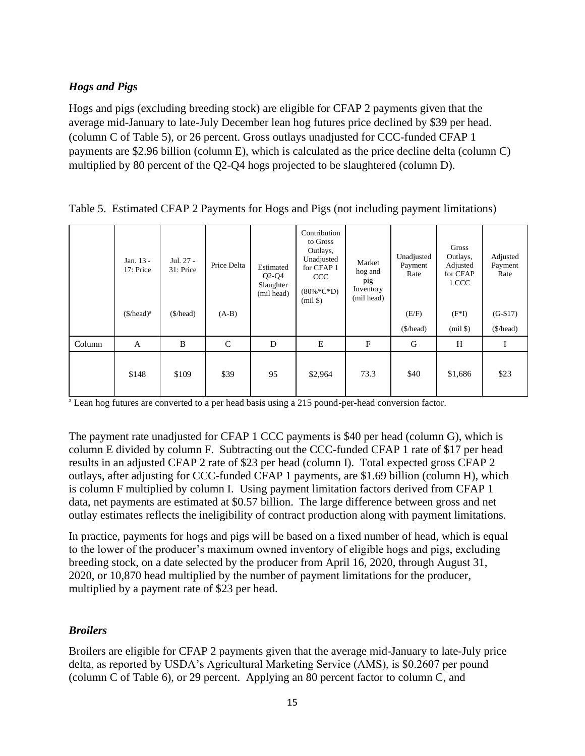### *Hogs and Pigs*

Hogs and pigs (excluding breeding stock) are eligible for CFAP 2 payments given that the average mid-January to late-July December lean hog futures price declined by $39 per head. (column C of Table 5), or 26 percent. Gross outlays unadjusted for CCC-funded CFAP 1 payments are $2.96 billion (column E), which is calculated as the price decline delta (column C) multiplied by 80 percent of the Q2-Q4 hogs projected to be slaughtered (column D).

Table 5. Estimated CFAP 2 Payments for Hogs and Pigs (not including payment limitations)

| | Jan. 13 - 17: Price ($/head)[a] | Jul. 27 - 31: Price ($/head) | Price Delta (A-B) | Estimated Q2-Q4 Slaughter (mil head) | Contribution to Gross Outlays, Unadjusted for CFAP 1 CCC (80%*C*D) (mil $) | Market hog and pig Inventory (mil head) | Unadjusted Payment Rate (E/F) ($/head) | Gross Outlays, Adjusted for CFAP 1 CCC (F*I) (mil $) | Adjusted Payment Rate (G-$17) ($/head) |
|---|---|---|---|---|---|---|---|---|---|
| Column | A | B | C | D | E | F | G | H | I |
| | $148 | $109 | $39 | 95 | $2,964 | 73.3 | $40 | $1,686 | $23 |

[a] Lean hog futures are converted to a per head basis using a 215 pound-per-head conversion factor.

The payment rate unadjusted for CFAP 1 CCC payments is $40 per head (column G), which is column E divided by column F. Subtracting out the CCC-funded CFAP 1 rate of $17 per head results in an adjusted CFAP 2 rate of $23 per head (column I). Total expected gross CFAP 2 outlays, after adjusting for CCC-funded CFAP 1 payments, are $1.69 billion (column H), which is column F multiplied by column I. Using payment limitation factors derived from CFAP 1 data, net payments are estimated at $0.57 billion. The large difference between gross and net outlay estimates reflects the ineligibility of contract production along with payment limitations.

In practice, payments for hogs and pigs will be based on a fixed number of head, which is equal to the lower of the producer's maximum owned inventory of eligible hogs and pigs, excluding breeding stock, on a date selected by the producer from April 16, 2020, through August 31, 2020, or 10,870 head multiplied by the number of payment limitations for the producer, multiplied by a payment rate of $23 per head.

### *Broilers*

Broilers are eligible for CFAP 2 payments given that the average mid-January to late-July price delta, as reported by USDA's Agricultural Marketing Service (AMS), is $0.2607 per pound (column C of Table 6), or 29 percent. Applying an 80 percent factor to column C, and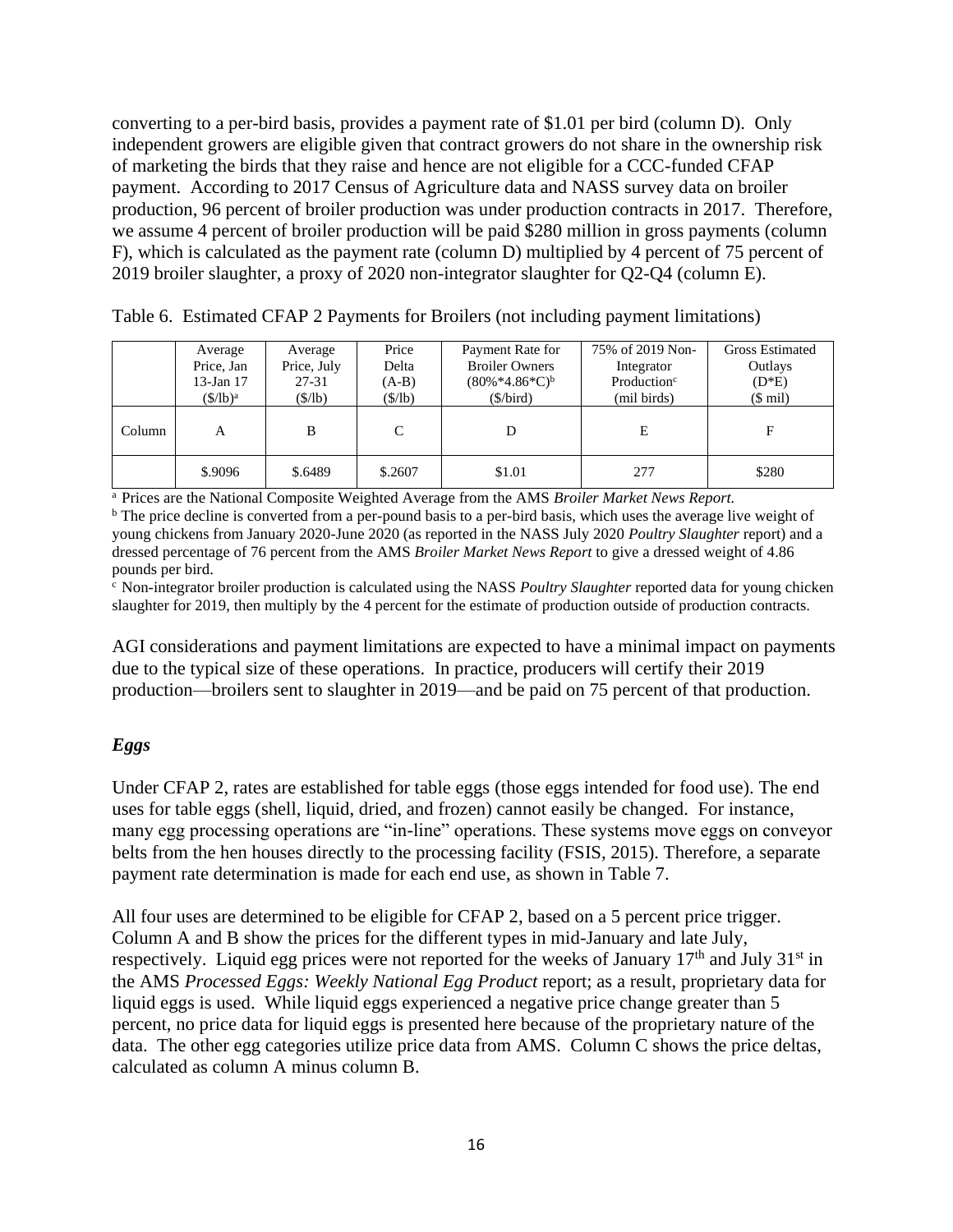converting to a per-bird basis, provides a payment rate of $1.01 per bird (column D). Only independent growers are eligible given that contract growers do not share in the ownership risk of marketing the birds that they raise and hence are not eligible for a CCC-funded CFAP payment. According to 2017 Census of Agriculture data and NASS survey data on broiler production, 96 percent of broiler production was under production contracts in 2017. Therefore, we assume 4 percent of broiler production will be paid $280 million in gross payments (column F), which is calculated as the payment rate (column D) multiplied by 4 percent of 75 percent of 2019 broiler slaughter, a proxy of 2020 non-integrator slaughter for Q2-Q4 (column E).

Table 6. Estimated CFAP 2 Payments for Broilers (not including payment limitations)

| | Average Price, Jan 13-Jan 17 ($/lb)[a] | Average Price, July 27-31 ($/lb) | Price Delta (A-B) ($/lb) | Payment Rate for Broiler Owners (80%*4.86*C)[b] ($/bird) | 75% of 2019 Non-Integrator Production[c] (mil birds) | Gross Estimated Outlays (D*E) ($ mil) |
|---|---|---|---|---|---|---|
| Column | A | B | C | D | E | F |
| | $.9096 | $.6489 | $.2607 | $1.01 | 277 | $280 |

[a] Prices are the National Composite Weighted Average from the AMS *Broiler Market News Report.*
[b] The price decline is converted from a per-pound basis to a per-bird basis, which uses the average live weight of young chickens from January 2020-June 2020 (as reported in the NASS July 2020 *Poultry Slaughter* report) and a dressed percentage of 76 percent from the AMS *Broiler Market News Report* to give a dressed weight of 4.86 pounds per bird.
[c] Non-integrator broiler production is calculated using the NASS *Poultry Slaughter* reported data for young chicken slaughter for 2019, then multiply by the 4 percent for the estimate of production outside of production contracts.

AGI considerations and payment limitations are expected to have a minimal impact on payments due to the typical size of these operations. In practice, producers will certify their 2019 production—broilers sent to slaughter in 2019—and be paid on 75 percent of that production.

### *Eggs*

Under CFAP 2, rates are established for table eggs (those eggs intended for food use). The end uses for table eggs (shell, liquid, dried, and frozen) cannot easily be changed. For instance, many egg processing operations are "in-line" operations. These systems move eggs on conveyor belts from the hen houses directly to the processing facility (FSIS, 2015). Therefore, a separate payment rate determination is made for each end use, as shown in Table 7.

All four uses are determined to be eligible for CFAP 2, based on a 5 percent price trigger. Column A and B show the prices for the different types in mid-January and late July, respectively. Liquid egg prices were not reported for the weeks of January 17th and July 31st in the AMS *Processed Eggs: Weekly National Egg Product* report; as a result, proprietary data for liquid eggs is used. While liquid eggs experienced a negative price change greater than 5 percent, no price data for liquid eggs is presented here because of the proprietary nature of the data. The other egg categories utilize price data from AMS. Column C shows the price deltas, calculated as column A minus column B.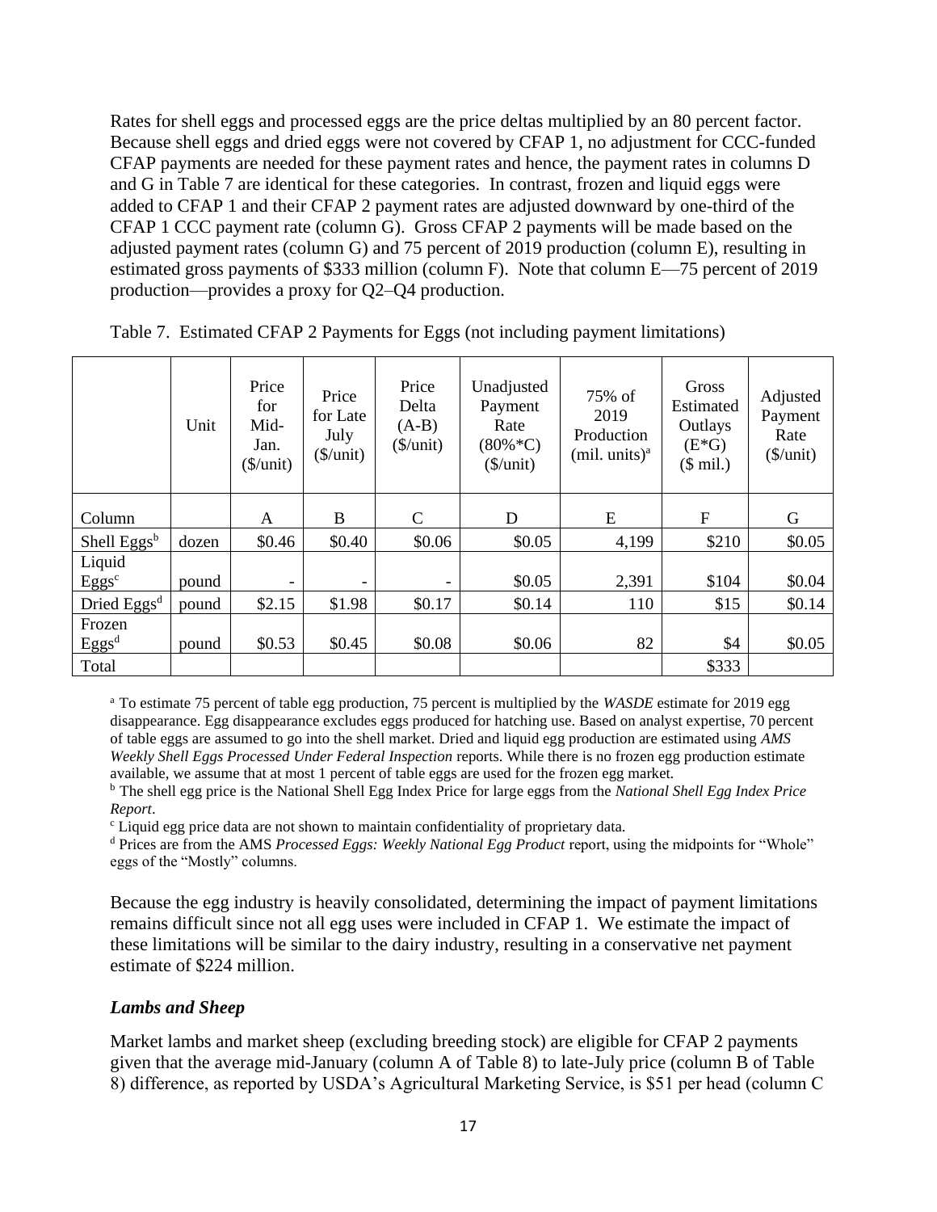Rates for shell eggs and processed eggs are the price deltas multiplied by an 80 percent factor. Because shell eggs and dried eggs were not covered by CFAP 1, no adjustment for CCC-funded CFAP payments are needed for these payment rates and hence, the payment rates in columns D and G in Table 7 are identical for these categories. In contrast, frozen and liquid eggs were added to CFAP 1 and their CFAP 2 payment rates are adjusted downward by one-third of the CFAP 1 CCC payment rate (column G). Gross CFAP 2 payments will be made based on the adjusted payment rates (column G) and 75 percent of 2019 production (column E), resulting in estimated gross payments of $333 million (column F). Note that column E—75 percent of 2019 production—provides a proxy for Q2–Q4 production.

Table 7. Estimated CFAP 2 Payments for Eggs (not including payment limitations)

| | Unit | Price for Mid-Jan. ($/unit) | Price for Late July ($/unit) | Price Delta (A-B) ($/unit) | Unadjusted Payment Rate (80%*C) ($/unit) | 75% of 2019 Production (mil. units)[a] | Gross Estimated Outlays (E*G) ($ mil.) | Adjusted Payment Rate ($/unit) |
|---|---|---|---|---|---|---|---|---|
| Column | | A | B | C | D | E | F | G |
| Shell Eggs[b] | dozen | $0.46 | $0.40 | $0.06 | $0.05 | 4,199 | $210 | $0.05 |
| Liquid Eggs[c] | pound | - | - | - | $0.05 | 2,391 | $104 | $0.04 |
| Dried Eggs[d] | pound | $2.15 | $1.98 | $0.17 | $0.14 | 110 | $15 | $0.14 |
| Frozen Eggs[d] | pound | $0.53 | $0.45 | $0.08 | $0.06 | 82 | $4 | $0.05 |
| Total | | | | | | | $333 | |

[a] To estimate 75 percent of table egg production, 75 percent is multiplied by the *WASDE* estimate for 2019 egg disappearance. Egg disappearance excludes eggs produced for hatching use. Based on analyst expertise, 70 percent of table eggs are assumed to go into the shell market. Dried and liquid egg production are estimated using *AMS Weekly Shell Eggs Processed Under Federal Inspection* reports. While there is no frozen egg production estimate available, we assume that at most 1 percent of table eggs are used for the frozen egg market.

[b] The shell egg price is the National Shell Egg Index Price for large eggs from the *National Shell Egg Index Price Report*.

[c] Liquid egg price data are not shown to maintain confidentiality of proprietary data.

[d] Prices are from the AMS *Processed Eggs: Weekly National Egg Product* report, using the midpoints for "Whole" eggs of the "Mostly" columns.

Because the egg industry is heavily consolidated, determining the impact of payment limitations remains difficult since not all egg uses were included in CFAP 1. We estimate the impact of these limitations will be similar to the dairy industry, resulting in a conservative net payment estimate of $224 million.

### *Lambs and Sheep*

Market lambs and market sheep (excluding breeding stock) are eligible for CFAP 2 payments given that the average mid-January (column A of Table 8) to late-July price (column B of Table 8) difference, as reported by USDA's Agricultural Marketing Service, is $51 per head (column C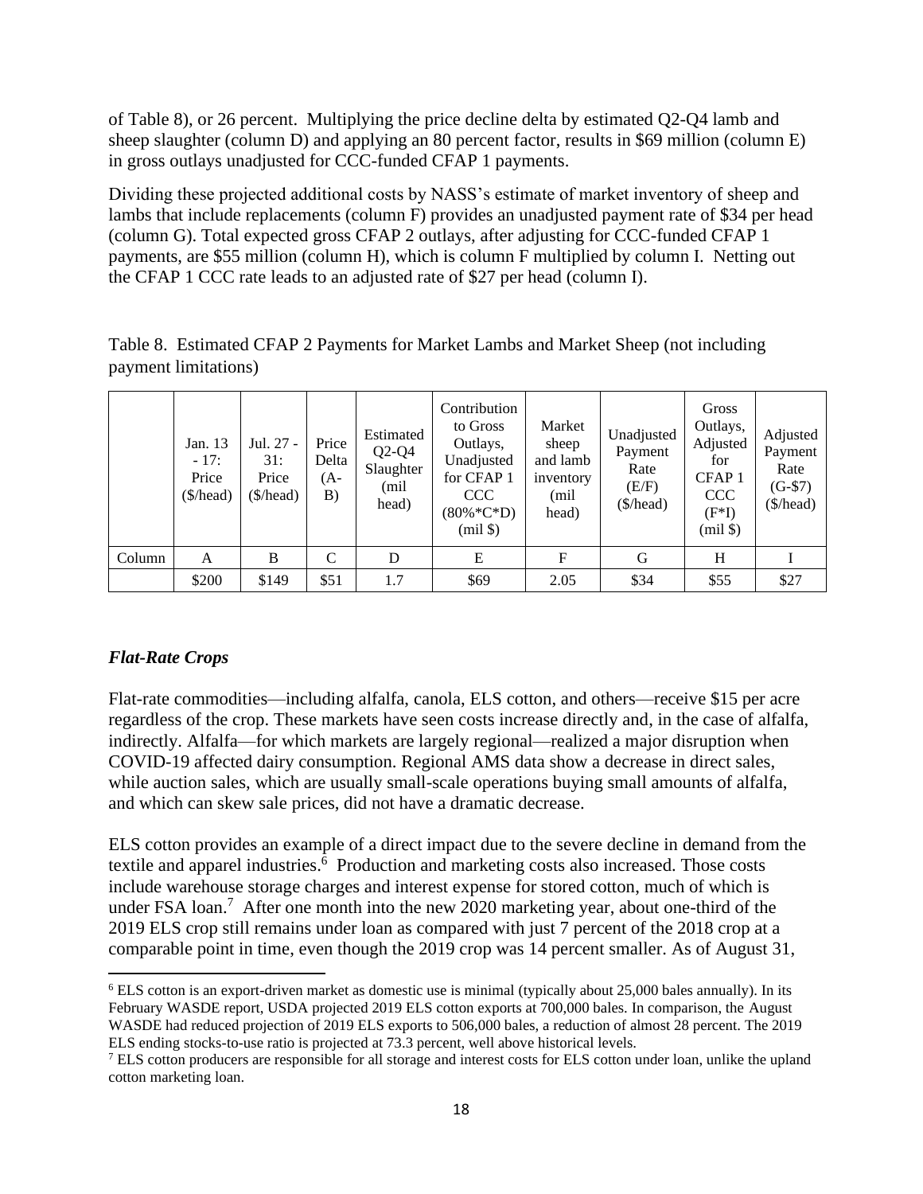of Table 8), or 26 percent. Multiplying the price decline delta by estimated Q2-Q4 lamb and sheep slaughter (column D) and applying an 80 percent factor, results in $69 million (column E) in gross outlays unadjusted for CCC-funded CFAP 1 payments.

Dividing these projected additional costs by NASS's estimate of market inventory of sheep and lambs that include replacements (column F) provides an unadjusted payment rate of $34 per head (column G). Total expected gross CFAP 2 outlays, after adjusting for CCC-funded CFAP 1 payments, are $55 million (column H), which is column F multiplied by column I. Netting out the CFAP 1 CCC rate leads to an adjusted rate of $27 per head (column I).

Table 8. Estimated CFAP 2 Payments for Market Lambs and Market Sheep (not including payment limitations)

| | Jan. 13 - 17: Price ($/head) | Jul. 27 - 31: Price ($/head) | Price Delta (A-B) | Estimated Q2-Q4 Slaughter (mil head) | Contribution to Gross Outlays, Unadjusted for CFAP 1 CCC (80%*C*D) (mil $) | Market sheep and lamb inventory (mil head) | Unadjusted Payment Rate (E/F) ($/head) | Gross Outlays, Adjusted for CFAP 1 CCC (F*I) (mil $) | Adjusted Payment Rate (G-$7) ($/head) |
|---|---|---|---|---|---|---|---|---|---|
| Column | A | B | C | D | E | F | G | H | I |
| | $200 | $149 | $51 | 1.7 | $69 | 2.05 | $34 | $55 | $27 |

### *Flat-Rate Crops*

Flat-rate commodities—including alfalfa, canola, ELS cotton, and others—receive $15 per acre regardless of the crop. These markets have seen costs increase directly and, in the case of alfalfa, indirectly. Alfalfa—for which markets are largely regional—realized a major disruption when COVID-19 affected dairy consumption. Regional AMS data show a decrease in direct sales, while auction sales, which are usually small-scale operations buying small amounts of alfalfa, and which can skew sale prices, did not have a dramatic decrease.

ELS cotton provides an example of a direct impact due to the severe decline in demand from the textile and apparel industries.[6] Production and marketing costs also increased. Those costs include warehouse storage charges and interest expense for stored cotton, much of which is under FSA loan.[7] After one month into the new 2020 marketing year, about one-third of the 2019 ELS crop still remains under loan as compared with just 7 percent of the 2018 crop at a comparable point in time, even though the 2019 crop was 14 percent smaller. As of August 31,

---

[6] ELS cotton is an export-driven market as domestic use is minimal (typically about 25,000 bales annually). In its February WASDE report, USDA projected 2019 ELS cotton exports at 700,000 bales. In comparison, the August WASDE had reduced projection of 2019 ELS exports to 506,000 bales, a reduction of almost 28 percent. The 2019 ELS ending stocks-to-use ratio is projected at 73.3 percent, well above historical levels.

[7] ELS cotton producers are responsible for all storage and interest costs for ELS cotton under loan, unlike the upland cotton marketing loan.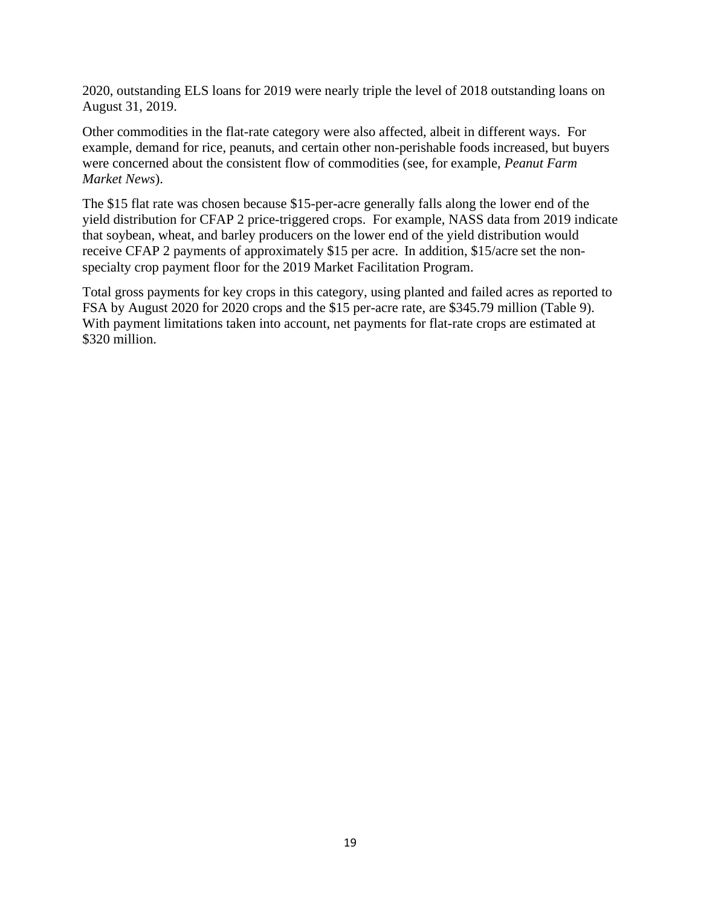2020, outstanding ELS loans for 2019 were nearly triple the level of 2018 outstanding loans on August 31, 2019.

Other commodities in the flat-rate category were also affected, albeit in different ways. For example, demand for rice, peanuts, and certain other non-perishable foods increased, but buyers were concerned about the consistent flow of commodities (see, for example, *Peanut Farm Market News*).

The $15 flat rate was chosen because $15-per-acre generally falls along the lower end of the yield distribution for CFAP 2 price-triggered crops. For example, NASS data from 2019 indicate that soybean, wheat, and barley producers on the lower end of the yield distribution would receive CFAP 2 payments of approximately $15 per acre. In addition, $15/acre set the non-specialty crop payment floor for the 2019 Market Facilitation Program.

Total gross payments for key crops in this category, using planted and failed acres as reported to FSA by August 2020 for 2020 crops and the $15 per-acre rate, are $345.79 million (Table 9). With payment limitations taken into account, net payments for flat-rate crops are estimated at $320 million.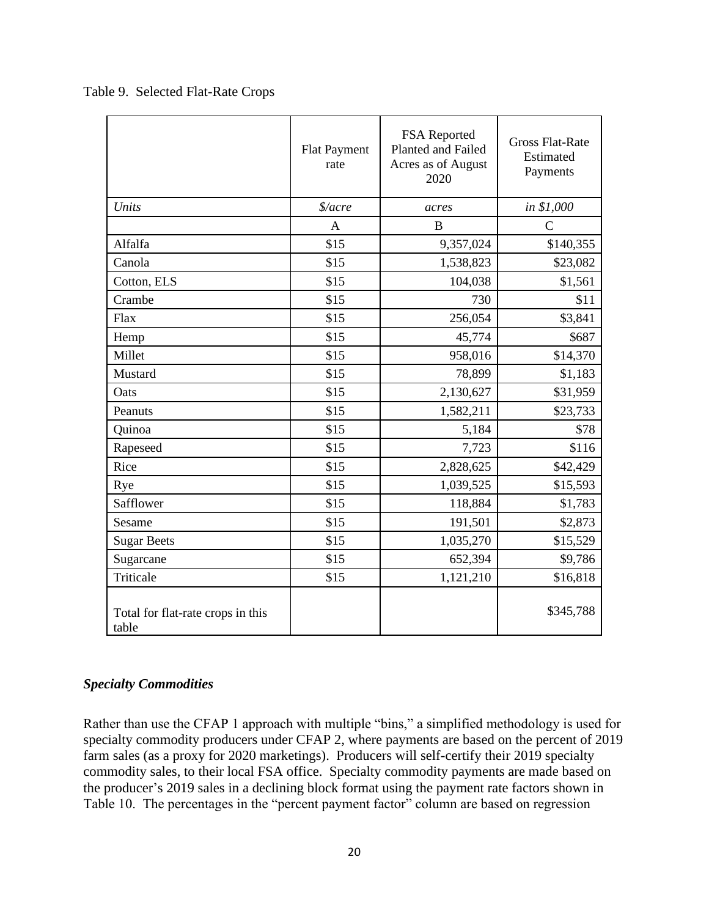Table 9. Selected Flat-Rate Crops

| | Flat Payment rate | FSA Reported Planted and Failed Acres as of August 2020 | Gross Flat-Rate Estimated Payments |
|---|---|---|---|
| *Units* | *$/acre* | *acres* | *in $1,000* |
| | A | B | C |
| Alfalfa | $15 | 9,357,024 | $140,355 |
| Canola | $15 | 1,538,823 | $23,082 |
| Cotton, ELS | $15 | 104,038 | $1,561 |
| Crambe | $15 | 730 | $11 |
| Flax | $15 | 256,054 | $3,841 |
| Hemp | $15 | 45,774 | $687 |
| Millet | $15 | 958,016 | $14,370 |
| Mustard | $15 | 78,899 | $1,183 |
| Oats | $15 | 2,130,627 | $31,959 |
| Peanuts | $15 | 1,582,211 | $23,733 |
| Quinoa | $15 | 5,184 | $78 |
| Rapeseed | $15 | 7,723 | $116 |
| Rice | $15 | 2,828,625 | $42,429 |
| Rye | $15 | 1,039,525 | $15,593 |
| Safflower | $15 | 118,884 | $1,783 |
| Sesame | $15 | 191,501 | $2,873 |
| Sugar Beets | $15 | 1,035,270 | $15,529 |
| Sugarcane | $15 | 652,394 | $9,786 |
| Triticale | $15 | 1,121,210 | $16,818 |
| Total for flat-rate crops in this table | | | $345,788 |

### *Specialty Commodities*

Rather than use the CFAP 1 approach with multiple "bins," a simplified methodology is used for specialty commodity producers under CFAP 2, where payments are based on the percent of 2019 farm sales (as a proxy for 2020 marketings). Producers will self-certify their 2019 specialty commodity sales, to their local FSA office. Specialty commodity payments are made based on the producer's 2019 sales in a declining block format using the payment rate factors shown in Table 10. The percentages in the "percent payment factor" column are based on regression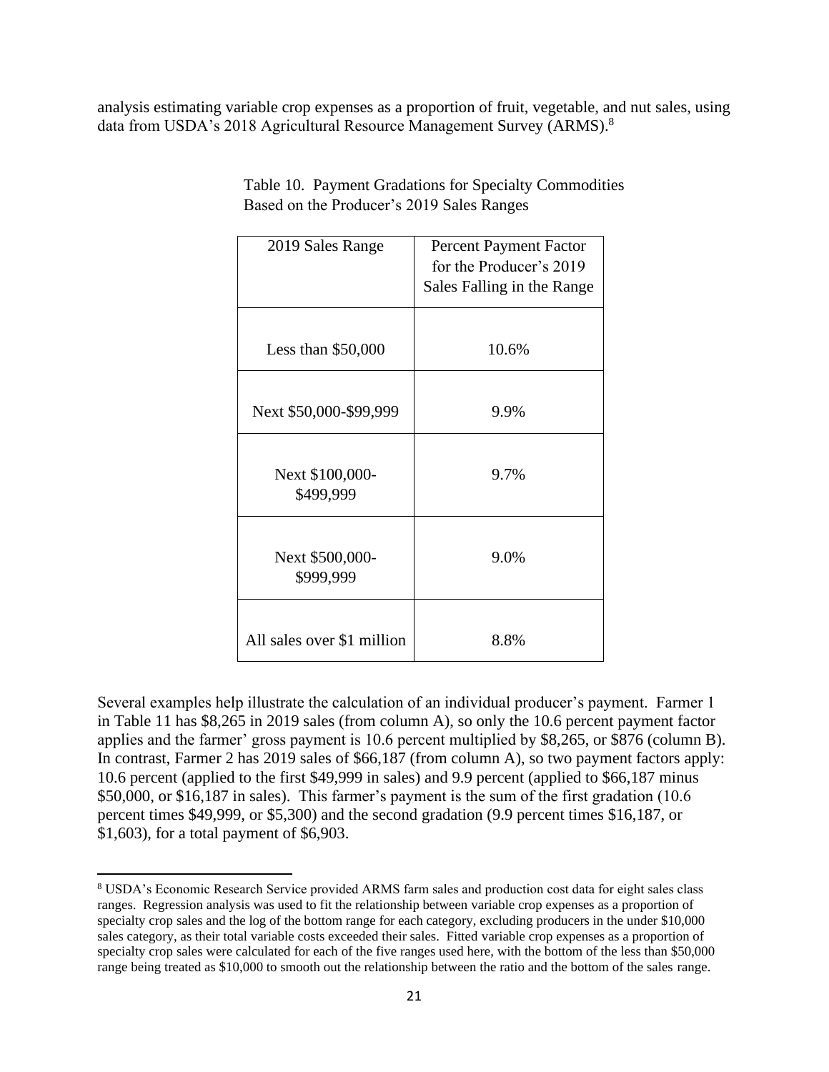analysis estimating variable crop expenses as a proportion of fruit, vegetable, and nut sales, using data from USDA's 2018 Agricultural Resource Management Survey (ARMS).[8]

Table 10. Payment Gradations for Specialty Commodities Based on the Producer's 2019 Sales Ranges

| 2019 Sales Range | Percent Payment Factor for the Producer's 2019 Sales Falling in the Range |
|---|---|
| Less than $50,000 | 10.6% |
| Next $50,000-$99,999 | 9.9% |
| Next $100,000-$499,999 | 9.7% |
| Next $500,000-$999,999 | 9.0% |
| All sales over $1 million | 8.8% |

Several examples help illustrate the calculation of an individual producer's payment. Farmer 1 in Table 11 has $8,265 in 2019 sales (from column A), so only the 10.6 percent payment factor applies and the farmer' gross payment is 10.6 percent multiplied by $8,265, or $876 (column B). In contrast, Farmer 2 has 2019 sales of $66,187 (from column A), so two payment factors apply: 10.6 percent (applied to the first $49,999 in sales) and 9.9 percent (applied to $66,187 minus $50,000, or $16,187 in sales). This farmer's payment is the sum of the first gradation (10.6 percent times $49,999, or $5,300) and the second gradation (9.9 percent times $16,187, or $1,603), for a total payment of $6,903.

[8] USDA's Economic Research Service provided ARMS farm sales and production cost data for eight sales class ranges. Regression analysis was used to fit the relationship between variable crop expenses as a proportion of specialty crop sales and the log of the bottom range for each category, excluding producers in the under $10,000 sales category, as their total variable costs exceeded their sales. Fitted variable crop expenses as a proportion of specialty crop sales were calculated for each of the five ranges used here, with the bottom of the less than $50,000 range being treated as $10,000 to smooth out the relationship between the ratio and the bottom of the sales range.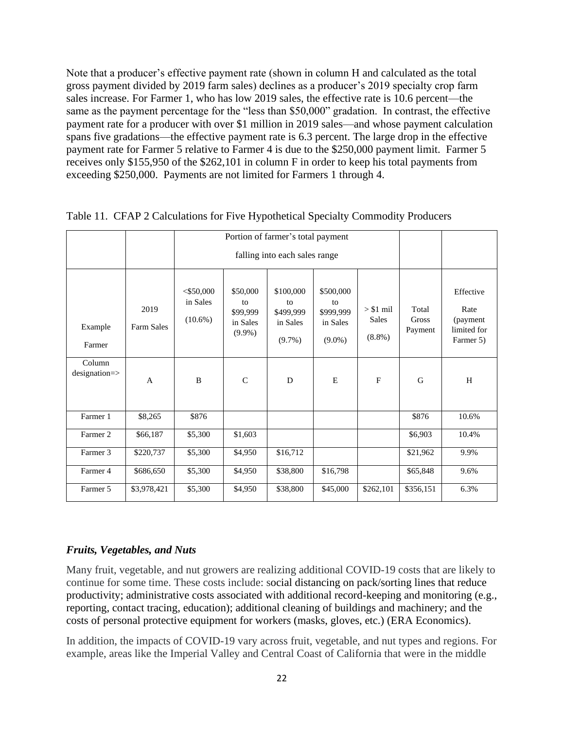Note that a producer's effective payment rate (shown in column H and calculated as the total gross payment divided by 2019 farm sales) declines as a producer's 2019 specialty crop farm sales increase. For Farmer 1, who has low 2019 sales, the effective rate is 10.6 percent—the same as the payment percentage for the "less than $50,000" gradation. In contrast, the effective payment rate for a producer with over $1 million in 2019 sales—and whose payment calculation spans five gradations—the effective payment rate is 6.3 percent. The large drop in the effective payment rate for Farmer 5 relative to Farmer 4 is due to the $250,000 payment limit. Farmer 5 receives only $155,950 of the $262,101 in column F in order to keep his total payments from exceeding $250,000. Payments are not limited for Farmers 1 through 4.

Table 11. CFAP 2 Calculations for Five Hypothetical Specialty Commodity Producers

| | | Portion of farmer's total payment falling into each sales range | | | | | | |
|---|---|---|---|---|---|---|---|---|
| Example Farmer | 2019 Farm Sales | <$50,000 in Sales (10.6%) | $50,000 to $99,999 in Sales (9.9%) | $100,000 to $499,999 in Sales (9.7%) | $500,000 to $999,999 in Sales (9.0%) | > $1 mil Sales (8.8%) | Total Gross Payment | Effective Rate (payment limited for Farmer 5) |
| Column designation=> | A | B | C | D | E | F | G | H |
| Farmer 1 | $8,265 | $876 | | | | | $876 | 10.6% |
| Farmer 2 | $66,187 | $5,300 | $1,603 | | | | $6,903 | 10.4% |
| Farmer 3 | $220,737 | $5,300 | $4,950 | $16,712 | | | $21,962 | 9.9% |
| Farmer 4 | $686,650 | $5,300 | $4,950 | $38,800 | $16,798 | | $65,848 | 9.6% |
| Farmer 5 | $3,978,421 | $5,300 | $4,950 | $38,800 | $45,000 | $262,101 | $356,151 | 6.3% |

### *Fruits, Vegetables, and Nuts*

Many fruit, vegetable, and nut growers are realizing additional COVID-19 costs that are likely to continue for some time. These costs include: social distancing on pack/sorting lines that reduce productivity; administrative costs associated with additional record-keeping and monitoring (e.g., reporting, contact tracing, education); additional cleaning of buildings and machinery; and the costs of personal protective equipment for workers (masks, gloves, etc.) (ERA Economics).

In addition, the impacts of COVID-19 vary across fruit, vegetable, and nut types and regions. For example, areas like the Imperial Valley and Central Coast of California that were in the middle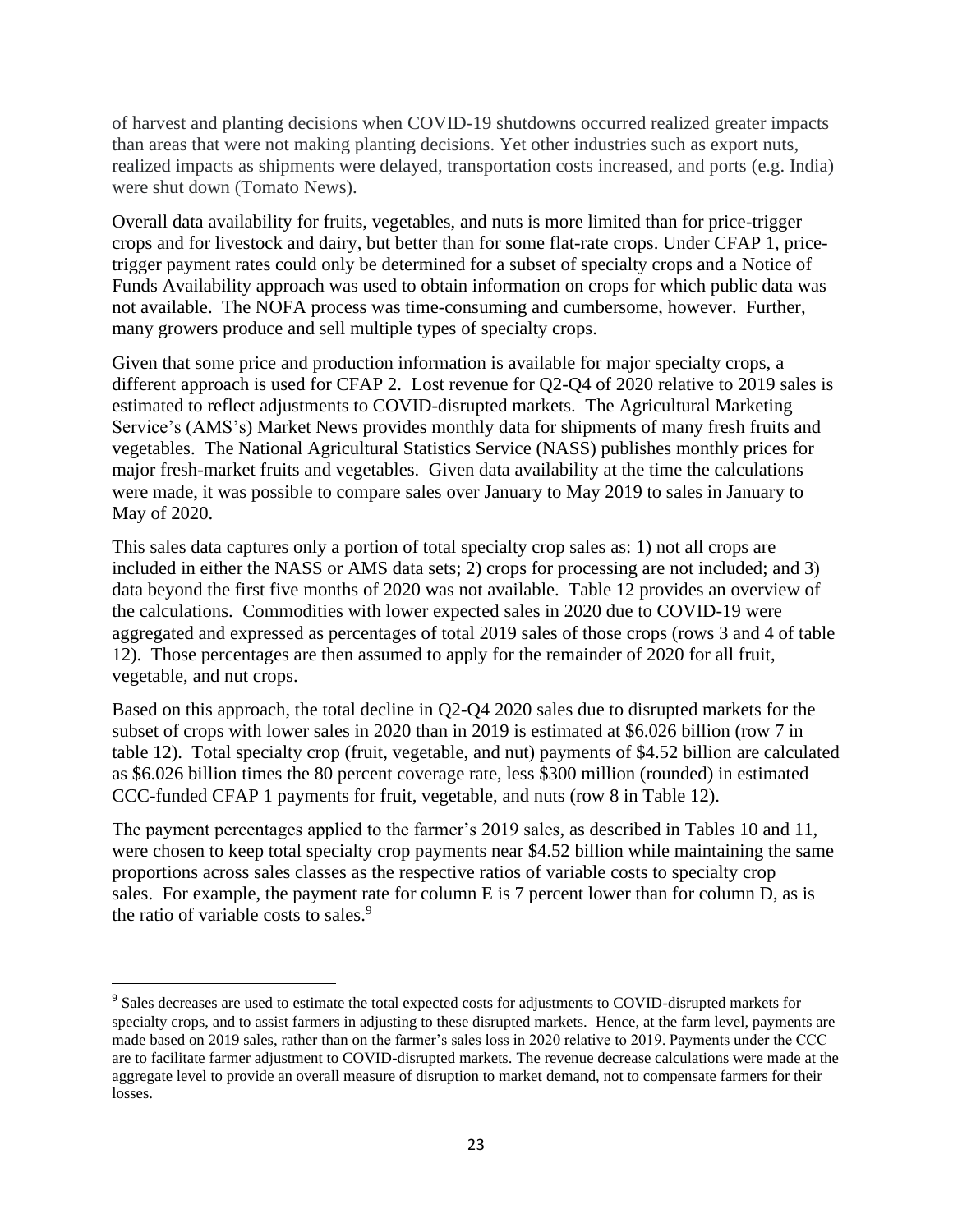of harvest and planting decisions when COVID-19 shutdowns occurred realized greater impacts than areas that were not making planting decisions. Yet other industries such as export nuts, realized impacts as shipments were delayed, transportation costs increased, and ports (e.g. India) were shut down (Tomato News).

Overall data availability for fruits, vegetables, and nuts is more limited than for price-trigger crops and for livestock and dairy, but better than for some flat-rate crops. Under CFAP 1, price-trigger payment rates could only be determined for a subset of specialty crops and a Notice of Funds Availability approach was used to obtain information on crops for which public data was not available. The NOFA process was time-consuming and cumbersome, however. Further, many growers produce and sell multiple types of specialty crops.

Given that some price and production information is available for major specialty crops, a different approach is used for CFAP 2. Lost revenue for Q2-Q4 of 2020 relative to 2019 sales is estimated to reflect adjustments to COVID-disrupted markets. The Agricultural Marketing Service's (AMS's) Market News provides monthly data for shipments of many fresh fruits and vegetables. The National Agricultural Statistics Service (NASS) publishes monthly prices for major fresh-market fruits and vegetables. Given data availability at the time the calculations were made, it was possible to compare sales over January to May 2019 to sales in January to May of 2020.

This sales data captures only a portion of total specialty crop sales as: 1) not all crops are included in either the NASS or AMS data sets; 2) crops for processing are not included; and 3) data beyond the first five months of 2020 was not available. Table 12 provides an overview of the calculations. Commodities with lower expected sales in 2020 due to COVID-19 were aggregated and expressed as percentages of total 2019 sales of those crops (rows 3 and 4 of table 12). Those percentages are then assumed to apply for the remainder of 2020 for all fruit, vegetable, and nut crops.

Based on this approach, the total decline in Q2-Q4 2020 sales due to disrupted markets for the subset of crops with lower sales in 2020 than in 2019 is estimated at $6.026 billion (row 7 in table 12). Total specialty crop (fruit, vegetable, and nut) payments of $4.52 billion are calculated as $6.026 billion times the 80 percent coverage rate, less $300 million (rounded) in estimated CCC-funded CFAP 1 payments for fruit, vegetable, and nuts (row 8 in Table 12).

The payment percentages applied to the farmer's 2019 sales, as described in Tables 10 and 11, were chosen to keep total specialty crop payments near $4.52 billion while maintaining the same proportions across sales classes as the respective ratios of variable costs to specialty crop sales. For example, the payment rate for column E is 7 percent lower than for column D, as is the ratio of variable costs to sales.[9]

---

[9] Sales decreases are used to estimate the total expected costs for adjustments to COVID-disrupted markets for specialty crops, and to assist farmers in adjusting to these disrupted markets. Hence, at the farm level, payments are made based on 2019 sales, rather than on the farmer's sales loss in 2020 relative to 2019. Payments under the CCC are to facilitate farmer adjustment to COVID-disrupted markets. The revenue decrease calculations were made at the aggregate level to provide an overall measure of disruption to market demand, not to compensate farmers for their losses.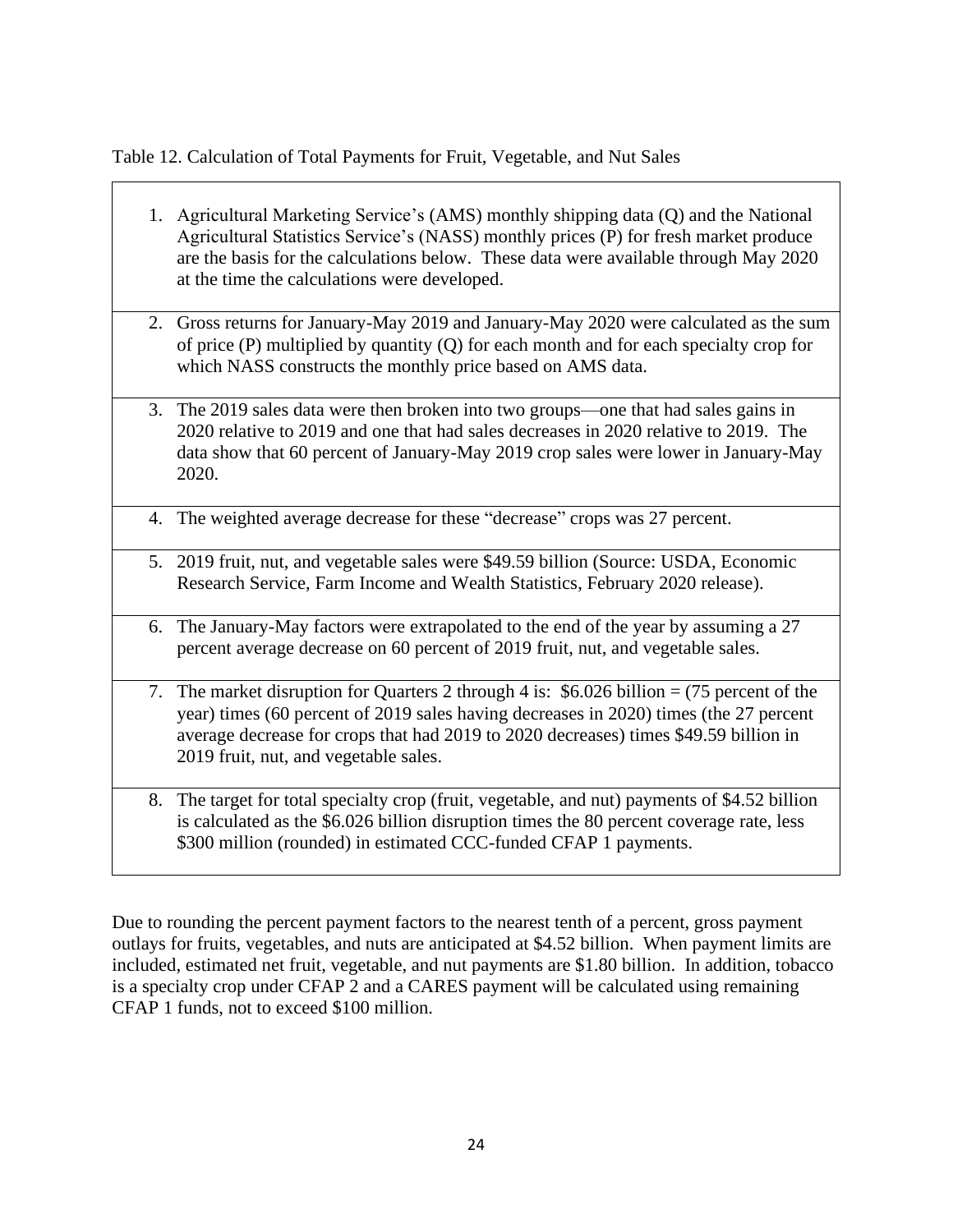Table 12. Calculation of Total Payments for Fruit, Vegetable, and Nut Sales

| |
|---|
| 1. Agricultural Marketing Service's (AMS) monthly shipping data (Q) and the National Agricultural Statistics Service's (NASS) monthly prices (P) for fresh market produce are the basis for the calculations below. These data were available through May 2020 at the time the calculations were developed. |
| 2. Gross returns for January-May 2019 and January-May 2020 were calculated as the sum of price (P) multiplied by quantity (Q) for each month and for each specialty crop for which NASS constructs the monthly price based on AMS data. |
| 3. The 2019 sales data were then broken into two groups—one that had sales gains in 2020 relative to 2019 and one that had sales decreases in 2020 relative to 2019. The data show that 60 percent of January-May 2019 crop sales were lower in January-May 2020. |
| 4. The weighted average decrease for these "decrease" crops was 27 percent. |
| 5. 2019 fruit, nut, and vegetable sales were $49.59 billion (Source: USDA, Economic Research Service, Farm Income and Wealth Statistics, February 2020 release). |
| 6. The January-May factors were extrapolated to the end of the year by assuming a 27 percent average decrease on 60 percent of 2019 fruit, nut, and vegetable sales. |
| 7. The market disruption for Quarters 2 through 4 is: $6.026 billion = (75 percent of the year) times (60 percent of 2019 sales having decreases in 2020) times (the 27 percent average decrease for crops that had 2019 to 2020 decreases) times $49.59 billion in 2019 fruit, nut, and vegetable sales. |
| 8. The target for total specialty crop (fruit, vegetable, and nut) payments of $4.52 billion is calculated as the $6.026 billion disruption times the 80 percent coverage rate, less $300 million (rounded) in estimated CCC-funded CFAP 1 payments. |

Due to rounding the percent payment factors to the nearest tenth of a percent, gross payment outlays for fruits, vegetables, and nuts are anticipated at $4.52 billion. When payment limits are included, estimated net fruit, vegetable, and nut payments are $1.80 billion. In addition, tobacco is a specialty crop under CFAP 2 and a CARES payment will be calculated using remaining CFAP 1 funds, not to exceed $100 million.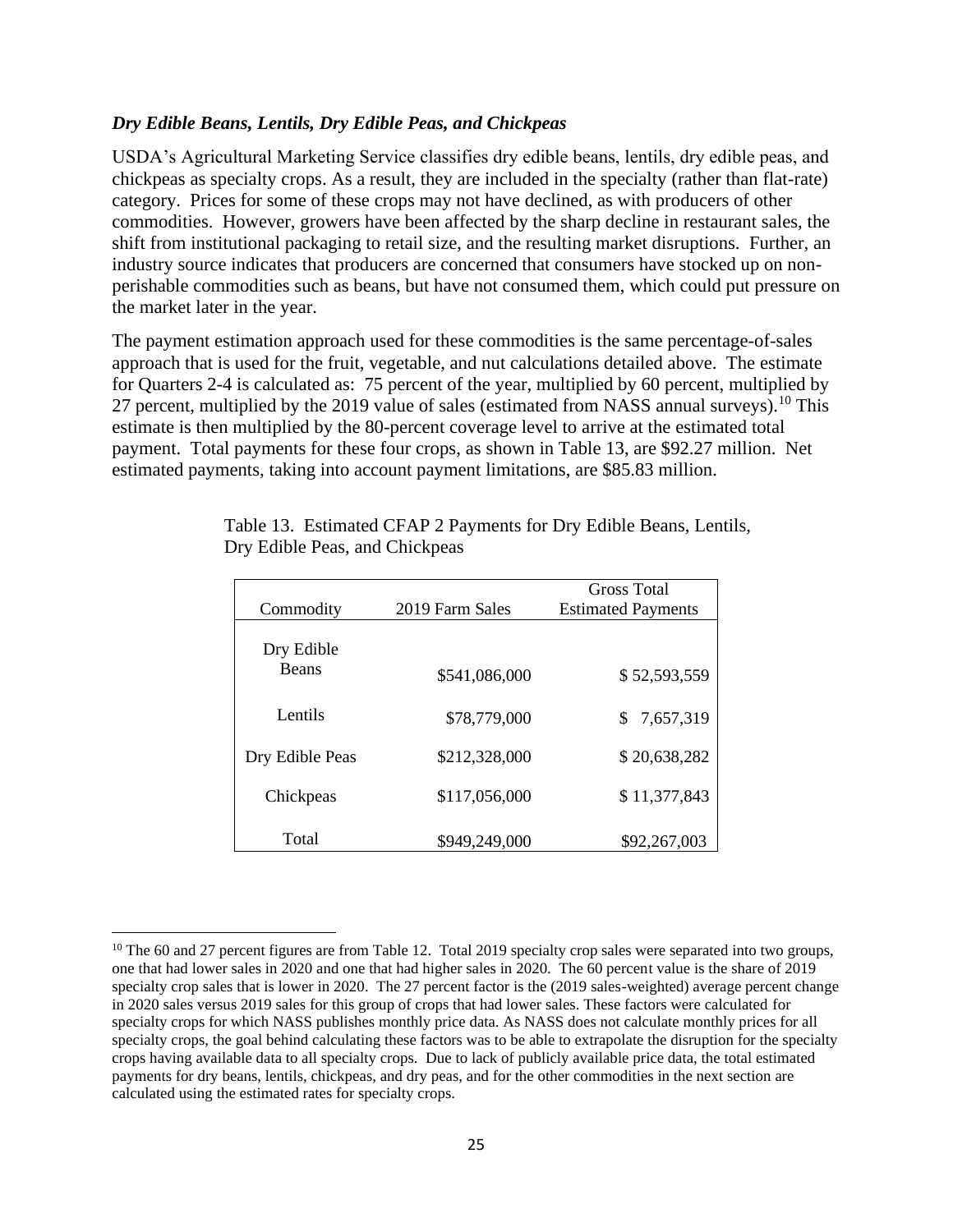### *Dry Edible Beans, Lentils, Dry Edible Peas, and Chickpeas*

USDA's Agricultural Marketing Service classifies dry edible beans, lentils, dry edible peas, and chickpeas as specialty crops. As a result, they are included in the specialty (rather than flat-rate) category. Prices for some of these crops may not have declined, as with producers of other commodities. However, growers have been affected by the sharp decline in restaurant sales, the shift from institutional packaging to retail size, and the resulting market disruptions. Further, an industry source indicates that producers are concerned that consumers have stocked up on non-perishable commodities such as beans, but have not consumed them, which could put pressure on the market later in the year.

The payment estimation approach used for these commodities is the same percentage-of-sales approach that is used for the fruit, vegetable, and nut calculations detailed above. The estimate for Quarters 2-4 is calculated as: 75 percent of the year, multiplied by 60 percent, multiplied by 27 percent, multiplied by the 2019 value of sales (estimated from NASS annual surveys).[10] This estimate is then multiplied by the 80-percent coverage level to arrive at the estimated total payment. Total payments for these four crops, as shown in Table 13, are $92.27 million. Net estimated payments, taking into account payment limitations, are $85.83 million.

Table 13. Estimated CFAP 2 Payments for Dry Edible Beans, Lentils, Dry Edible Peas, and Chickpeas

| Commodity | 2019 Farm Sales | Gross Total Estimated Payments |
|---|---|---|
| Dry Edible Beans | $541,086,000 | $ 52,593,559 |
| Lentils | $78,779,000 | $ 7,657,319 |
| Dry Edible Peas | $212,328,000 | $ 20,638,282 |
| Chickpeas | $117,056,000 | $ 11,377,843 |
| Total | $949,249,000 | $92,267,003 |

[10] The 60 and 27 percent figures are from Table 12. Total 2019 specialty crop sales were separated into two groups, one that had lower sales in 2020 and one that had higher sales in 2020. The 60 percent value is the share of 2019 specialty crop sales that is lower in 2020. The 27 percent factor is the (2019 sales-weighted) average percent change in 2020 sales versus 2019 sales for this group of crops that had lower sales. These factors were calculated for specialty crops for which NASS publishes monthly price data. As NASS does not calculate monthly prices for all specialty crops, the goal behind calculating these factors was to be able to extrapolate the disruption for the specialty crops having available data to all specialty crops. Due to lack of publicly available price data, the total estimated payments for dry beans, lentils, chickpeas, and dry peas, and for the other commodities in the next section are calculated using the estimated rates for specialty crops.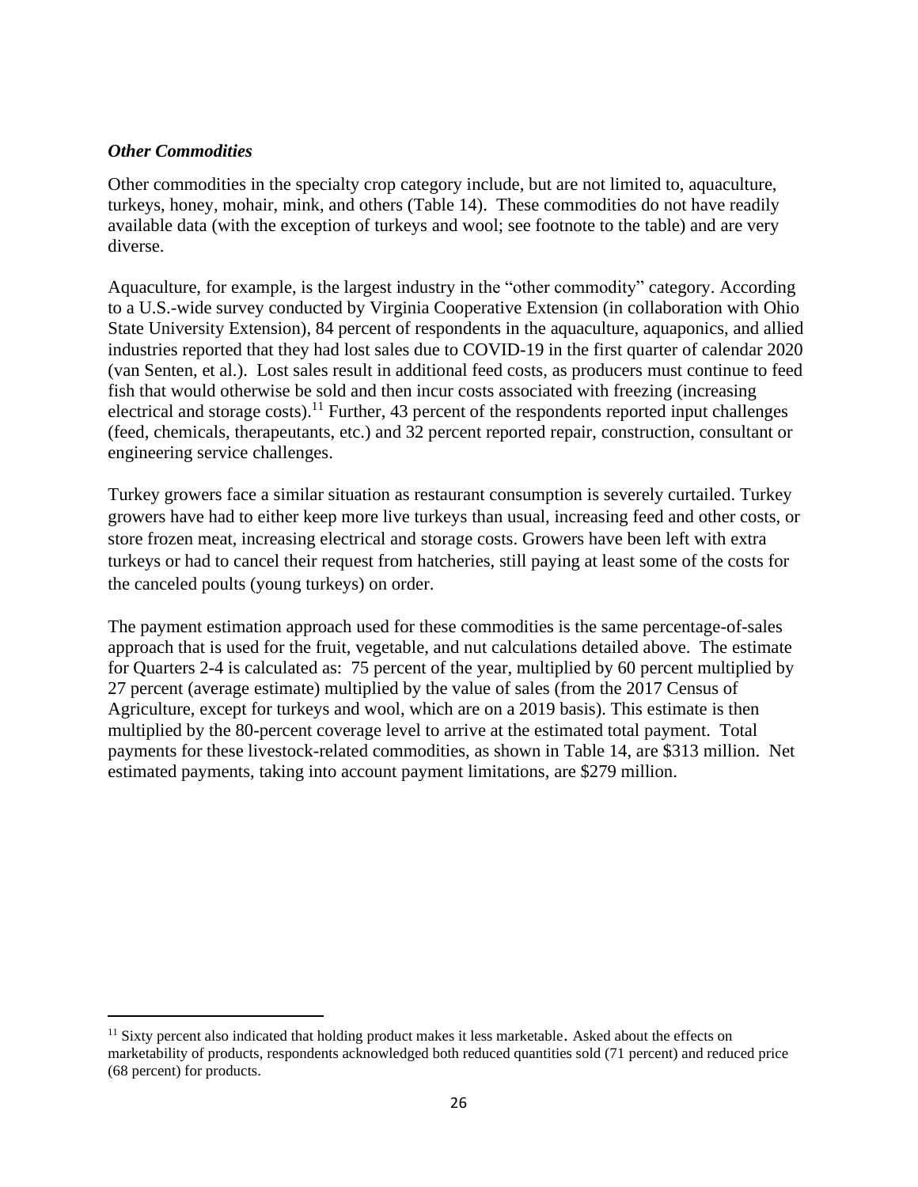***Other Commodities***

Other commodities in the specialty crop category include, but are not limited to, aquaculture, turkeys, honey, mohair, mink, and others (Table 14). These commodities do not have readily available data (with the exception of turkeys and wool; see footnote to the table) and are very diverse.

Aquaculture, for example, is the largest industry in the "other commodity" category. According to a U.S.-wide survey conducted by Virginia Cooperative Extension (in collaboration with Ohio State University Extension), 84 percent of respondents in the aquaculture, aquaponics, and allied industries reported that they had lost sales due to COVID-19 in the first quarter of calendar 2020 (van Senten, et al.). Lost sales result in additional feed costs, as producers must continue to feed fish that would otherwise be sold and then incur costs associated with freezing (increasing electrical and storage costs).[11] Further, 43 percent of the respondents reported input challenges (feed, chemicals, therapeutants, etc.) and 32 percent reported repair, construction, consultant or engineering service challenges.

Turkey growers face a similar situation as restaurant consumption is severely curtailed. Turkey growers have had to either keep more live turkeys than usual, increasing feed and other costs, or store frozen meat, increasing electrical and storage costs. Growers have been left with extra turkeys or had to cancel their request from hatcheries, still paying at least some of the costs for the canceled poults (young turkeys) on order.

The payment estimation approach used for these commodities is the same percentage-of-sales approach that is used for the fruit, vegetable, and nut calculations detailed above. The estimate for Quarters 2-4 is calculated as: 75 percent of the year, multiplied by 60 percent multiplied by 27 percent (average estimate) multiplied by the value of sales (from the 2017 Census of Agriculture, except for turkeys and wool, which are on a 2019 basis). This estimate is then multiplied by the 80-percent coverage level to arrive at the estimated total payment. Total payments for these livestock-related commodities, as shown in Table 14, are \$313 million. Net estimated payments, taking into account payment limitations, are \$279 million.

[11] Sixty percent also indicated that holding product makes it less marketable. Asked about the effects on marketability of products, respondents acknowledged both reduced quantities sold (71 percent) and reduced price (68 percent) for products.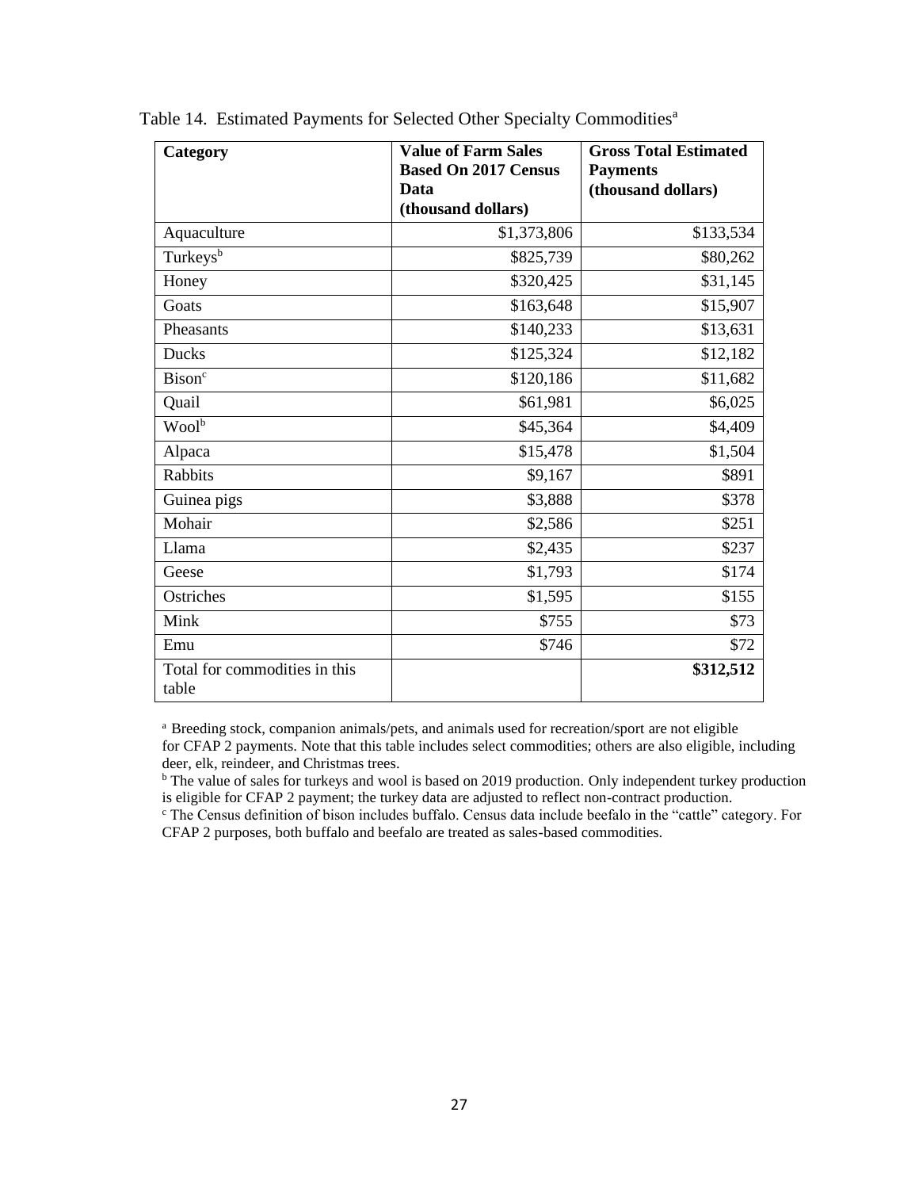Table 14. Estimated Payments for Selected Other Specialty Commodities[a]

| Category | Value of Farm Sales Based On 2017 Census Data (thousand dollars) | Gross Total Estimated Payments (thousand dollars) |
|---|---|---|
| Aquaculture | $1,373,806 | $133,534 |
| Turkeys[b] | $825,739 | $80,262 |
| Honey | $320,425 | $31,145 |
| Goats | $163,648 | $15,907 |
| Pheasants | $140,233 | $13,631 |
| Ducks | $125,324 | $12,182 |
| Bison[c] | $120,186 | $11,682 |
| Quail | $61,981 | $6,025 |
| Wool[b] | $45,364 | $4,409 |
| Alpaca | $15,478 | $1,504 |
| Rabbits | $9,167 | $891 |
| Guinea pigs | $3,888 | $378 |
| Mohair | $2,586 | $251 |
| Llama | $2,435 | $237 |
| Geese | $1,793 | $174 |
| Ostriches | $1,595 | $155 |
| Mink | $755 | $73 |
| Emu | $746 | $72 |
| Total for commodities in this table | | **$312,512** |

[a] Breeding stock, companion animals/pets, and animals used for recreation/sport are not eligible for CFAP 2 payments. Note that this table includes select commodities; others are also eligible, including deer, elk, reindeer, and Christmas trees.

[b] The value of sales for turkeys and wool is based on 2019 production. Only independent turkey production is eligible for CFAP 2 payment; the turkey data are adjusted to reflect non-contract production.

[c] The Census definition of bison includes buffalo. Census data include beefalo in the "cattle" category. For CFAP 2 purposes, both buffalo and beefalo are treated as sales-based commodities.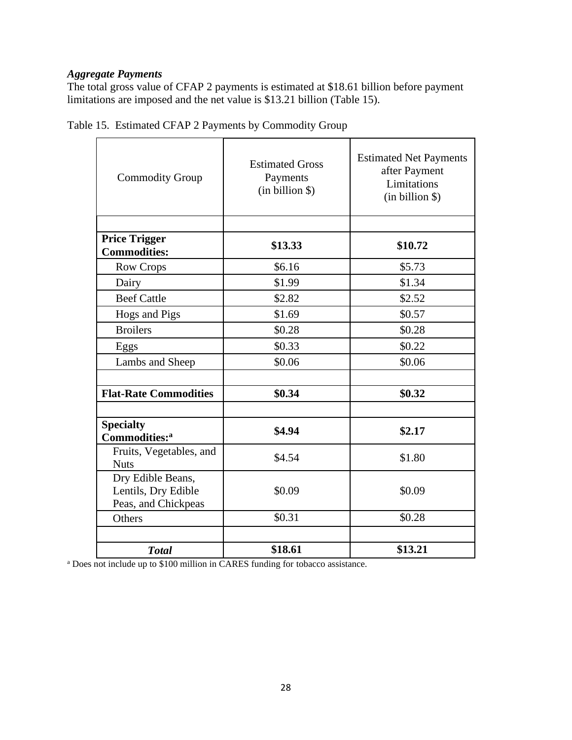***Aggregate Payments***

The total gross value of CFAP 2 payments is estimated at $18.61 billion before payment limitations are imposed and the net value is $13.21 billion (Table 15).

Table 15. Estimated CFAP 2 Payments by Commodity Group

| Commodity Group | Estimated Gross Payments (in billion $) | Estimated Net Payments after Payment Limitations (in billion $) |
|---|---|---|
| | | |
| **Price Trigger Commodities:** | **$13.33** | **$10.72** |
| Row Crops | $6.16 | $5.73 |
| Dairy | $1.99 | $1.34 |
| Beef Cattle | $2.82 | $2.52 |
| Hogs and Pigs | $1.69 | $0.57 |
| Broilers | $0.28 | $0.28 |
| Eggs | $0.33 | $0.22 |
| Lambs and Sheep | $0.06 | $0.06 |
| | | |
| **Flat-Rate Commodities** | **$0.34** | **$0.32** |
| | | |
| **Specialty Commodities:**[a] | **$4.94** | **$2.17** |
| Fruits, Vegetables, and Nuts | $4.54 | $1.80 |
| Dry Edible Beans, Lentils, Dry Edible Peas, and Chickpeas | $0.09 | $0.09 |
| Others | $0.31 | $0.28 |
| | | |
| ***Total*** | **$18.61** | **$13.21** |

[a] Does not include up to $100 million in CARES funding for tobacco assistance.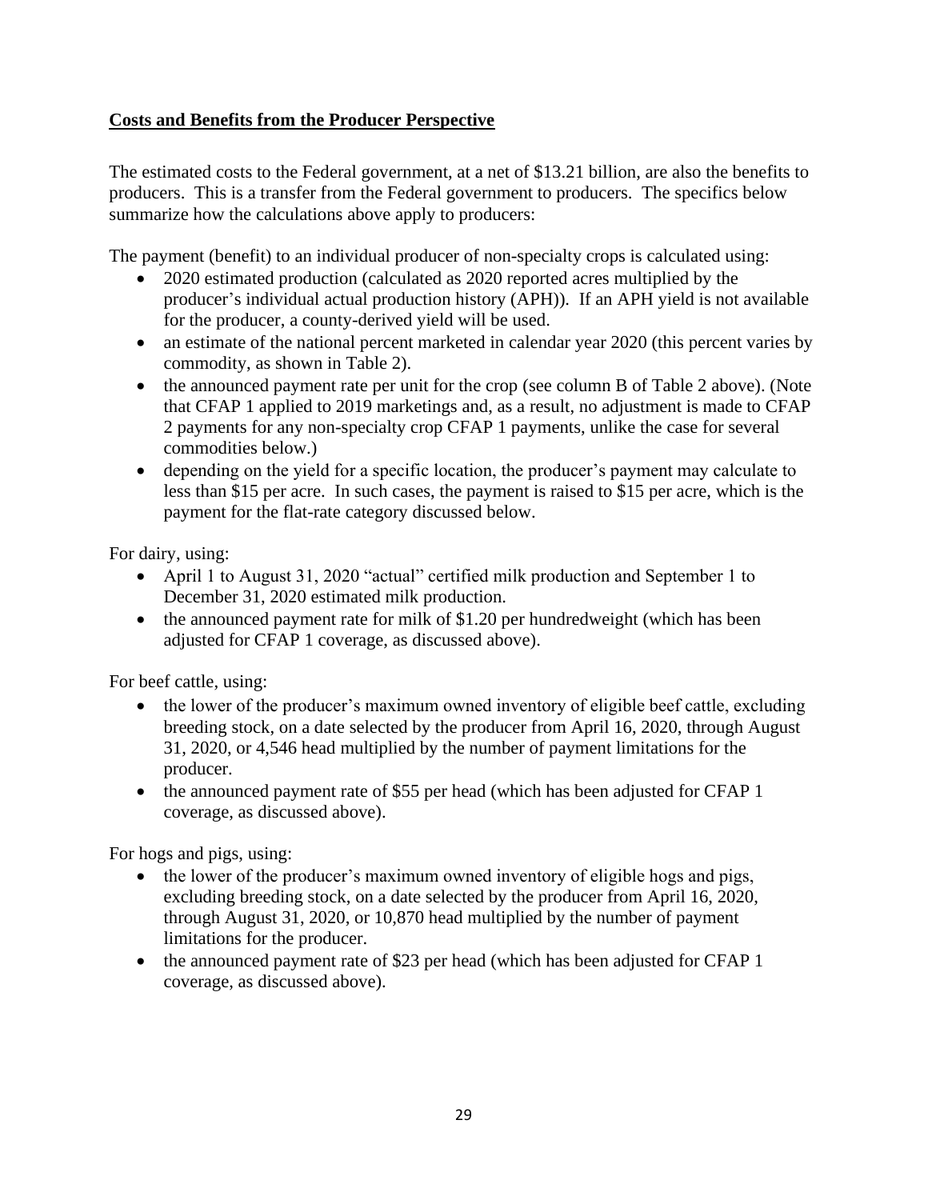**Costs and Benefits from the Producer Perspective**

The estimated costs to the Federal government, at a net of $13.21 billion, are also the benefits to producers. This is a transfer from the Federal government to producers. The specifics below summarize how the calculations above apply to producers:

The payment (benefit) to an individual producer of non-specialty crops is calculated using:

- 2020 estimated production (calculated as 2020 reported acres multiplied by the producer's individual actual production history (APH)). If an APH yield is not available for the producer, a county-derived yield will be used.
- an estimate of the national percent marketed in calendar year 2020 (this percent varies by commodity, as shown in Table 2).
- the announced payment rate per unit for the crop (see column B of Table 2 above). (Note that CFAP 1 applied to 2019 marketings and, as a result, no adjustment is made to CFAP 2 payments for any non-specialty crop CFAP 1 payments, unlike the case for several commodities below.)
- depending on the yield for a specific location, the producer's payment may calculate to less than $15 per acre. In such cases, the payment is raised to $15 per acre, which is the payment for the flat-rate category discussed below.

For dairy, using:

- April 1 to August 31, 2020 "actual" certified milk production and September 1 to December 31, 2020 estimated milk production.
- the announced payment rate for milk of $1.20 per hundredweight (which has been adjusted for CFAP 1 coverage, as discussed above).

For beef cattle, using:

- the lower of the producer's maximum owned inventory of eligible beef cattle, excluding breeding stock, on a date selected by the producer from April 16, 2020, through August 31, 2020, or 4,546 head multiplied by the number of payment limitations for the producer.
- the announced payment rate of $55 per head (which has been adjusted for CFAP 1 coverage, as discussed above).

For hogs and pigs, using:

- the lower of the producer's maximum owned inventory of eligible hogs and pigs, excluding breeding stock, on a date selected by the producer from April 16, 2020, through August 31, 2020, or 10,870 head multiplied by the number of payment limitations for the producer.
- the announced payment rate of $23 per head (which has been adjusted for CFAP 1 coverage, as discussed above).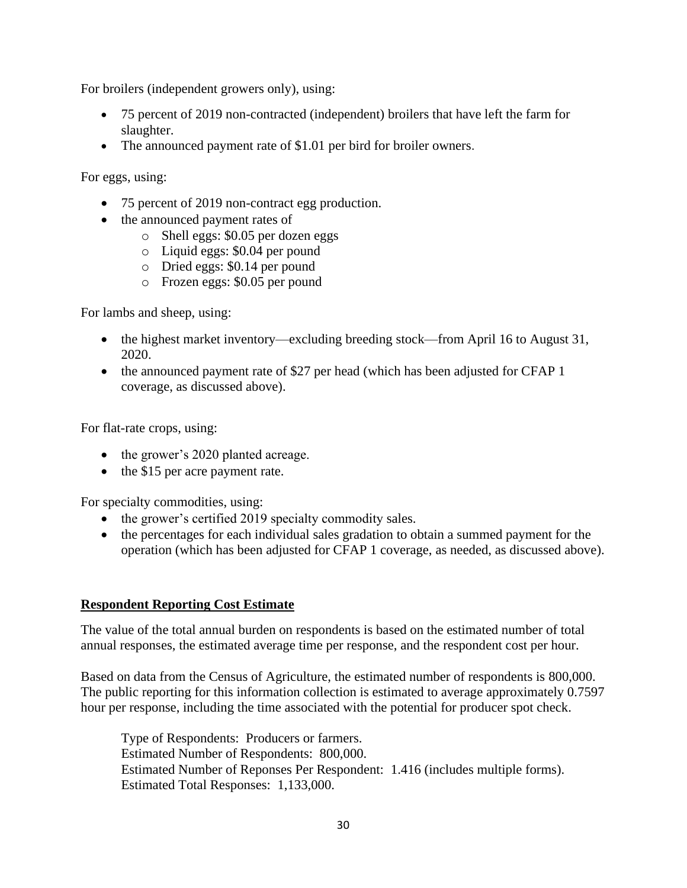For broilers (independent growers only), using:

- 75 percent of 2019 non-contracted (independent) broilers that have left the farm for slaughter.
- The announced payment rate of $1.01 per bird for broiler owners.

For eggs, using:

- 75 percent of 2019 non-contract egg production.
- the announced payment rates of
  - Shell eggs: $0.05 per dozen eggs
  - Liquid eggs: $0.04 per pound
  - Dried eggs: $0.14 per pound
  - Frozen eggs: $0.05 per pound

For lambs and sheep, using:

- the highest market inventory—excluding breeding stock—from April 16 to August 31, 2020.
- the announced payment rate of $27 per head (which has been adjusted for CFAP 1 coverage, as discussed above).

For flat-rate crops, using:

- the grower's 2020 planted acreage.
- the $15 per acre payment rate.

For specialty commodities, using:

- the grower's certified 2019 specialty commodity sales.
- the percentages for each individual sales gradation to obtain a summed payment for the operation (which has been adjusted for CFAP 1 coverage, as needed, as discussed above).

**Respondent Reporting Cost Estimate**

The value of the total annual burden on respondents is based on the estimated number of total annual responses, the estimated average time per response, and the respondent cost per hour.

Based on data from the Census of Agriculture, the estimated number of respondents is 800,000. The public reporting for this information collection is estimated to average approximately 0.7597 hour per response, including the time associated with the potential for producer spot check.

Type of Respondents: Producers or farmers.
Estimated Number of Respondents: 800,000.
Estimated Number of Reponses Per Respondent: 1.416 (includes multiple forms).
Estimated Total Responses: 1,133,000.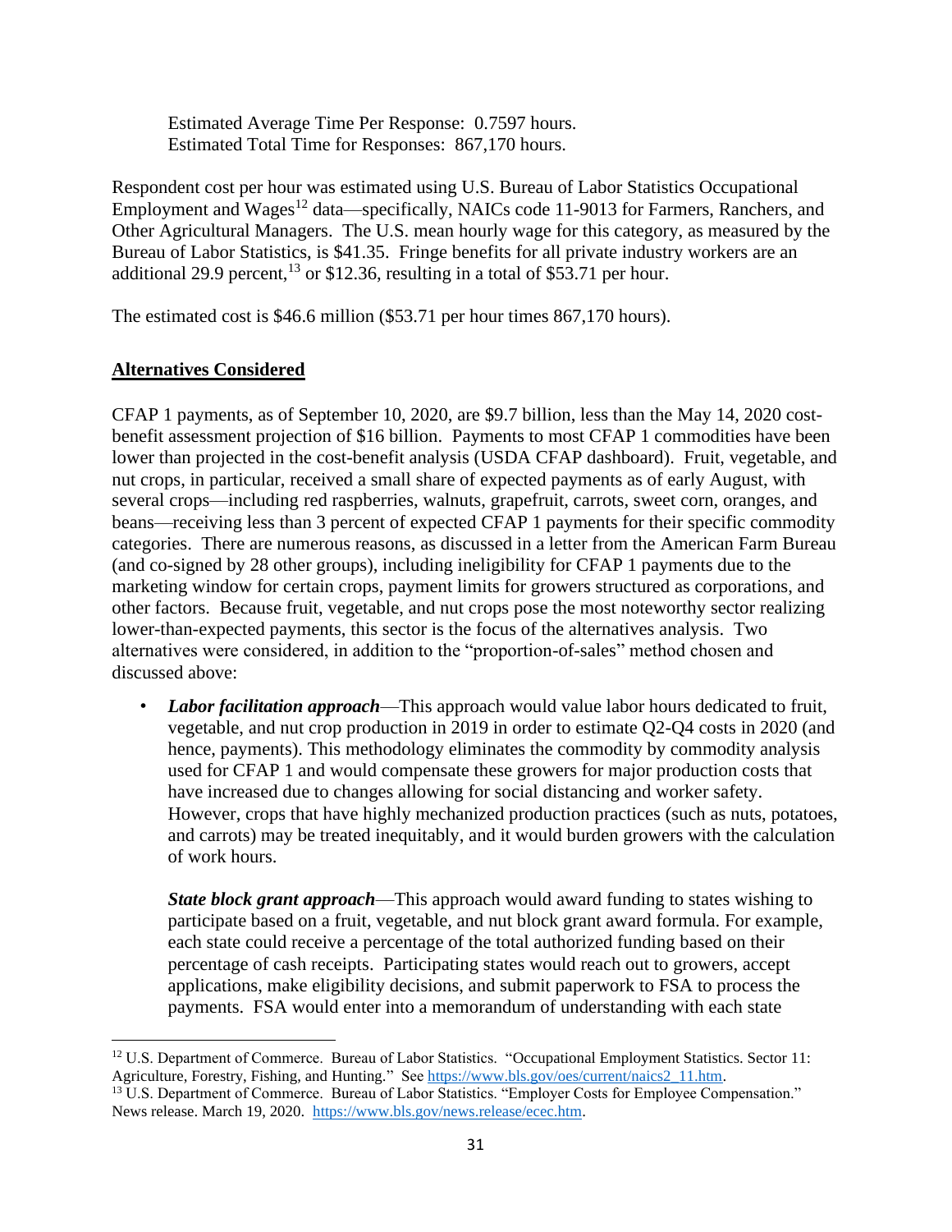Estimated Average Time Per Response: 0.7597 hours.
Estimated Total Time for Responses: 867,170 hours.

Respondent cost per hour was estimated using U.S. Bureau of Labor Statistics Occupational Employment and Wages[12] data—specifically, NAICs code 11-9013 for Farmers, Ranchers, and Other Agricultural Managers. The U.S. mean hourly wage for this category, as measured by the Bureau of Labor Statistics, is $41.35. Fringe benefits for all private industry workers are an additional 29.9 percent,[13] or $12.36, resulting in a total of $53.71 per hour.

The estimated cost is $46.6 million ($53.71 per hour times 867,170 hours).

## Alternatives Considered

CFAP 1 payments, as of September 10, 2020, are $9.7 billion, less than the May 14, 2020 cost-benefit assessment projection of $16 billion. Payments to most CFAP 1 commodities have been lower than projected in the cost-benefit analysis (USDA CFAP dashboard). Fruit, vegetable, and nut crops, in particular, received a small share of expected payments as of early August, with several crops—including red raspberries, walnuts, grapefruit, carrots, sweet corn, oranges, and beans—receiving less than 3 percent of expected CFAP 1 payments for their specific commodity categories. There are numerous reasons, as discussed in a letter from the American Farm Bureau (and co-signed by 28 other groups), including ineligibility for CFAP 1 payments due to the marketing window for certain crops, payment limits for growers structured as corporations, and other factors. Because fruit, vegetable, and nut crops pose the most noteworthy sector realizing lower-than-expected payments, this sector is the focus of the alternatives analysis. Two alternatives were considered, in addition to the "proportion-of-sales" method chosen and discussed above:

- ***Labor facilitation approach***—This approach would value labor hours dedicated to fruit, vegetable, and nut crop production in 2019 in order to estimate Q2-Q4 costs in 2020 (and hence, payments). This methodology eliminates the commodity by commodity analysis used for CFAP 1 and would compensate these growers for major production costs that have increased due to changes allowing for social distancing and worker safety. However, crops that have highly mechanized production practices (such as nuts, potatoes, and carrots) may be treated inequitably, and it would burden growers with the calculation of work hours.

  ***State block grant approach***—This approach would award funding to states wishing to participate based on a fruit, vegetable, and nut block grant award formula. For example, each state could receive a percentage of the total authorized funding based on their percentage of cash receipts. Participating states would reach out to growers, accept applications, make eligibility decisions, and submit paperwork to FSA to process the payments. FSA would enter into a memorandum of understanding with each state

---

[12] U.S. Department of Commerce. Bureau of Labor Statistics. "Occupational Employment Statistics. Sector 11: Agriculture, Forestry, Fishing, and Hunting." See https://www.bls.gov/oes/current/naics2_11.htm.

[13] U.S. Department of Commerce. Bureau of Labor Statistics. "Employer Costs for Employee Compensation." News release. March 19, 2020. https://www.bls.gov/news.release/ecec.htm.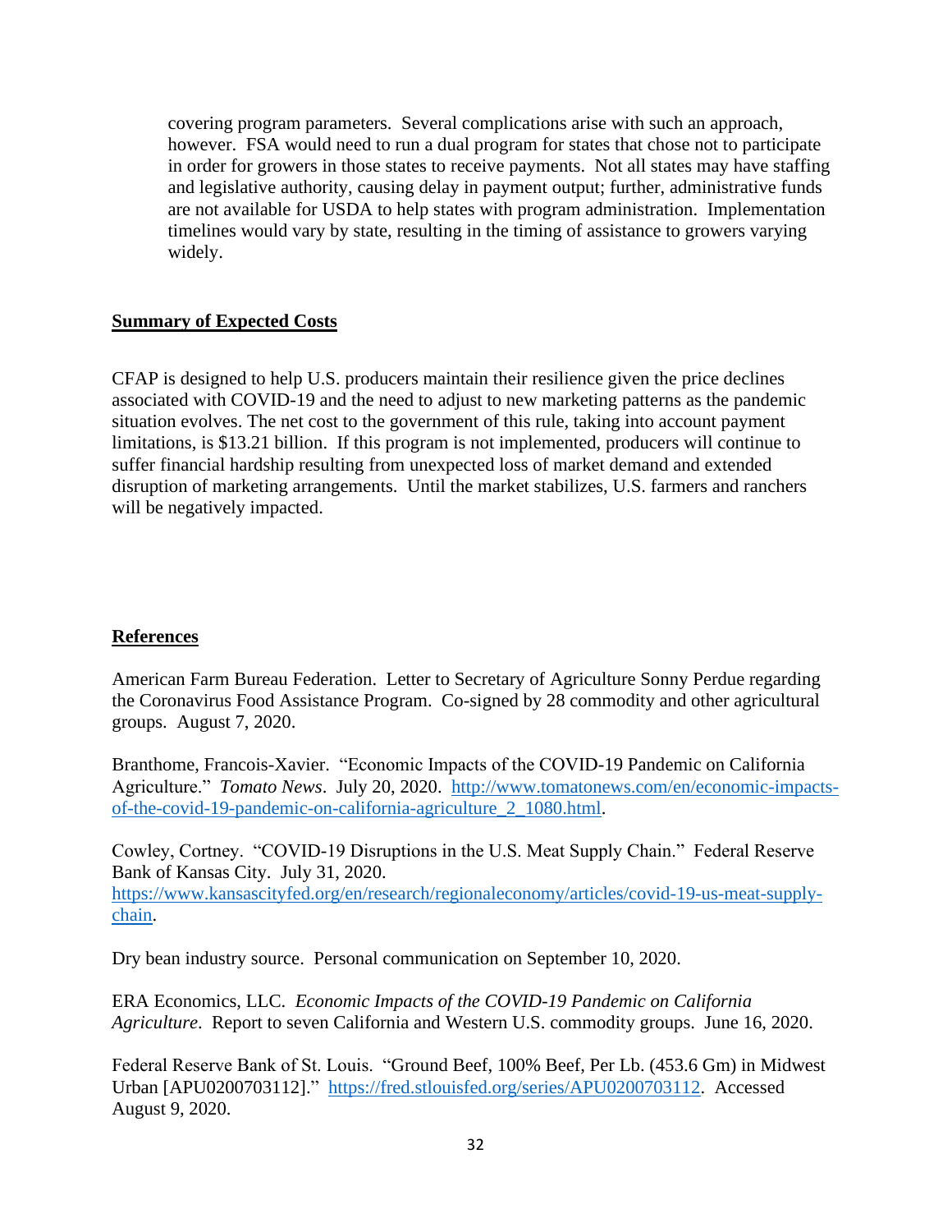covering program parameters. Several complications arise with such an approach, however. FSA would need to run a dual program for states that chose not to participate in order for growers in those states to receive payments. Not all states may have staffing and legislative authority, causing delay in payment output; further, administrative funds are not available for USDA to help states with program administration. Implementation timelines would vary by state, resulting in the timing of assistance to growers varying widely.

## Summary of Expected Costs

CFAP is designed to help U.S. producers maintain their resilience given the price declines associated with COVID-19 and the need to adjust to new marketing patterns as the pandemic situation evolves. The net cost to the government of this rule, taking into account payment limitations, is $13.21 billion. If this program is not implemented, producers will continue to suffer financial hardship resulting from unexpected loss of market demand and extended disruption of marketing arrangements. Until the market stabilizes, U.S. farmers and ranchers will be negatively impacted.

## References

American Farm Bureau Federation. Letter to Secretary of Agriculture Sonny Perdue regarding the Coronavirus Food Assistance Program. Co-signed by 28 commodity and other agricultural groups. August 7, 2020.

Branthome, Francois-Xavier. "Economic Impacts of the COVID-19 Pandemic on California Agriculture." *Tomato News*. July 20, 2020. http://www.tomatonews.com/en/economic-impacts-of-the-covid-19-pandemic-on-california-agriculture_2_1080.html.

Cowley, Cortney. "COVID-19 Disruptions in the U.S. Meat Supply Chain." Federal Reserve Bank of Kansas City. July 31, 2020. https://www.kansascityfed.org/en/research/regionaleconomy/articles/covid-19-us-meat-supply-chain.

Dry bean industry source. Personal communication on September 10, 2020.

ERA Economics, LLC. *Economic Impacts of the COVID-19 Pandemic on California Agriculture*. Report to seven California and Western U.S. commodity groups. June 16, 2020.

Federal Reserve Bank of St. Louis. "Ground Beef, 100% Beef, Per Lb. (453.6 Gm) in Midwest Urban [APU0200703112]." https://fred.stlouisfed.org/series/APU0200703112. Accessed August 9, 2020.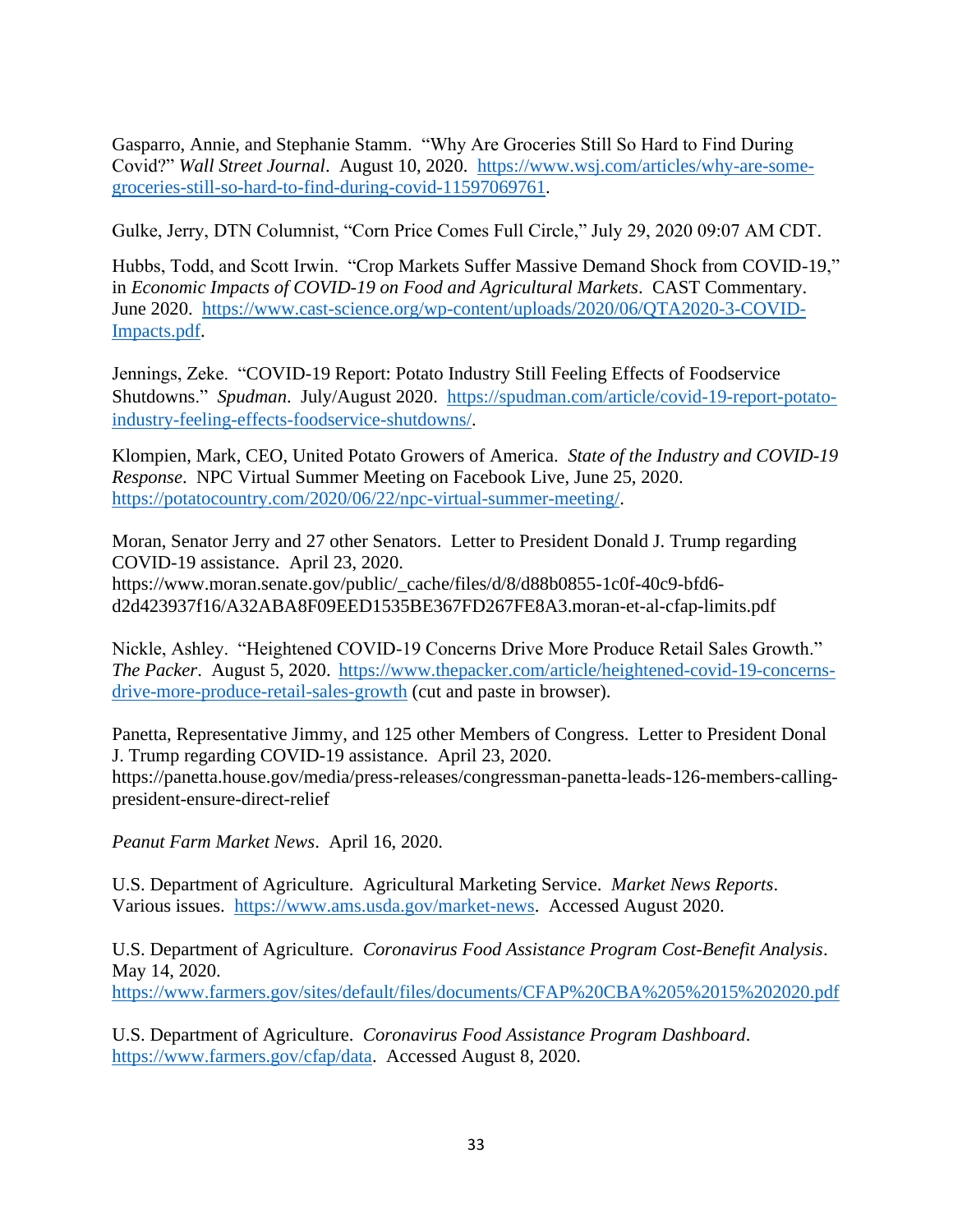Gasparro, Annie, and Stephanie Stamm. "Why Are Groceries Still So Hard to Find During Covid?" *Wall Street Journal*. August 10, 2020. https://www.wsj.com/articles/why-are-some-groceries-still-so-hard-to-find-during-covid-11597069761.

Gulke, Jerry, DTN Columnist, "Corn Price Comes Full Circle," July 29, 2020 09:07 AM CDT.

Hubbs, Todd, and Scott Irwin. "Crop Markets Suffer Massive Demand Shock from COVID-19," in *Economic Impacts of COVID-19 on Food and Agricultural Markets*. CAST Commentary. June 2020. https://www.cast-science.org/wp-content/uploads/2020/06/QTA2020-3-COVID-Impacts.pdf.

Jennings, Zeke. "COVID-19 Report: Potato Industry Still Feeling Effects of Foodservice Shutdowns." *Spudman*. July/August 2020. https://spudman.com/article/covid-19-report-potato-industry-feeling-effects-foodservice-shutdowns/.

Klompien, Mark, CEO, United Potato Growers of America. *State of the Industry and COVID-19 Response*. NPC Virtual Summer Meeting on Facebook Live, June 25, 2020. https://potatocountry.com/2020/06/22/npc-virtual-summer-meeting/.

Moran, Senator Jerry and 27 other Senators. Letter to President Donald J. Trump regarding COVID-19 assistance. April 23, 2020. https://www.moran.senate.gov/public/_cache/files/d/8/d88b0855-1c0f-40c9-bfd6-d2d423937f16/A32ABA8F09EED1535BE367FD267FE8A3.moran-et-al-cfap-limits.pdf

Nickle, Ashley. "Heightened COVID-19 Concerns Drive More Produce Retail Sales Growth." *The Packer*. August 5, 2020. https://www.thepacker.com/article/heightened-covid-19-concerns-drive-more-produce-retail-sales-growth (cut and paste in browser).

Panetta, Representative Jimmy, and 125 other Members of Congress. Letter to President Donal J. Trump regarding COVID-19 assistance. April 23, 2020. https://panetta.house.gov/media/press-releases/congressman-panetta-leads-126-members-calling-president-ensure-direct-relief

*Peanut Farm Market News*. April 16, 2020.

U.S. Department of Agriculture. Agricultural Marketing Service. *Market News Reports*. Various issues. https://www.ams.usda.gov/market-news. Accessed August 2020.

U.S. Department of Agriculture. *Coronavirus Food Assistance Program Cost-Benefit Analysis*. May 14, 2020. https://www.farmers.gov/sites/default/files/documents/CFAP%20CBA%205%2015%202020.pdf

U.S. Department of Agriculture. *Coronavirus Food Assistance Program Dashboard*. https://www.farmers.gov/cfap/data. Accessed August 8, 2020.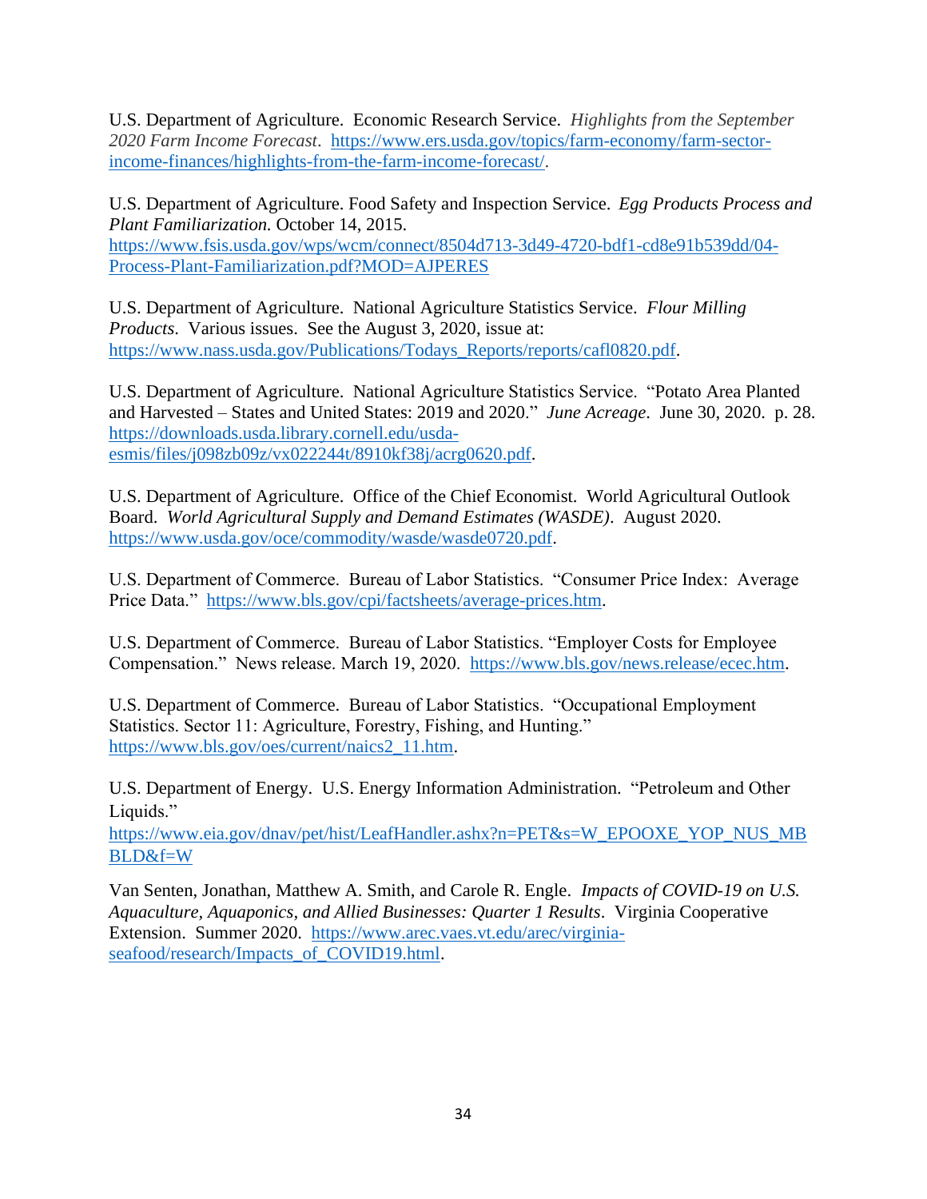U.S. Department of Agriculture. Economic Research Service. *Highlights from the September 2020 Farm Income Forecast*. https://www.ers.usda.gov/topics/farm-economy/farm-sector-income-finances/highlights-from-the-farm-income-forecast/.

U.S. Department of Agriculture. Food Safety and Inspection Service. *Egg Products Process and Plant Familiarization.* October 14, 2015. https://www.fsis.usda.gov/wps/wcm/connect/8504d713-3d49-4720-bdf1-cd8e91b539dd/04-Process-Plant-Familiarization.pdf?MOD=AJPERES

U.S. Department of Agriculture. National Agriculture Statistics Service. *Flour Milling Products*. Various issues. See the August 3, 2020, issue at: https://www.nass.usda.gov/Publications/Todays_Reports/reports/cafl0820.pdf.

U.S. Department of Agriculture. National Agriculture Statistics Service. "Potato Area Planted and Harvested – States and United States: 2019 and 2020." *June Acreage*. June 30, 2020. p. 28. https://downloads.usda.library.cornell.edu/usda-esmis/files/j098zb09z/vx022244t/8910kf38j/acrg0620.pdf.

U.S. Department of Agriculture. Office of the Chief Economist. World Agricultural Outlook Board. *World Agricultural Supply and Demand Estimates (WASDE)*. August 2020. https://www.usda.gov/oce/commodity/wasde/wasde0720.pdf.

U.S. Department of Commerce. Bureau of Labor Statistics. "Consumer Price Index: Average Price Data." https://www.bls.gov/cpi/factsheets/average-prices.htm.

U.S. Department of Commerce. Bureau of Labor Statistics. "Employer Costs for Employee Compensation." News release. March 19, 2020. https://www.bls.gov/news.release/ecec.htm.

U.S. Department of Commerce. Bureau of Labor Statistics. "Occupational Employment Statistics. Sector 11: Agriculture, Forestry, Fishing, and Hunting." https://www.bls.gov/oes/current/naics2_11.htm.

U.S. Department of Energy. U.S. Energy Information Administration. "Petroleum and Other Liquids." https://www.eia.gov/dnav/pet/hist/LeafHandler.ashx?n=PET&s=W_EPOOXE_YOP_NUS_MBBLD&f=W

Van Senten, Jonathan, Matthew A. Smith, and Carole R. Engle. *Impacts of COVID-19 on U.S. Aquaculture, Aquaponics, and Allied Businesses: Quarter 1 Results*. Virginia Cooperative Extension. Summer 2020. https://www.arec.vaes.vt.edu/arec/virginia-seafood/research/Impacts_of_COVID19.html.